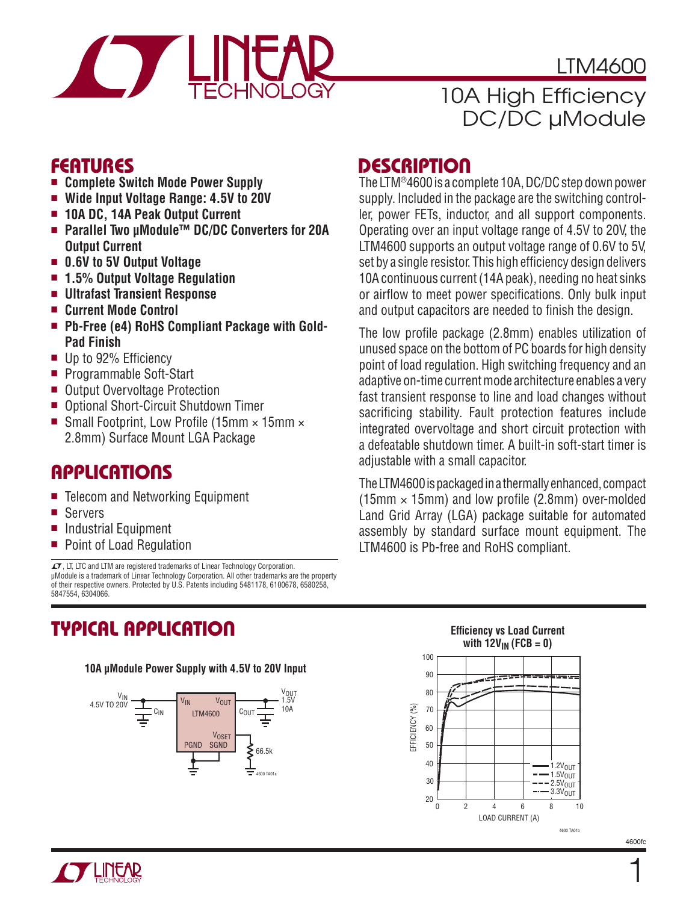# LTM4600

## 10A High Efficiency DC/DC µModule

## FEATURES

- **Complete Switch Mode Power Supply**
- **Wide Input Voltage Range: 4.5V to 20V**
- **10A DC, 14A Peak Output Current**
- **Parallel Two µModule™ DC/DC Converters for 20A Output Current**
- **0.6V to 5V Output Voltage**
- **1.5% Output Voltage Regulation**
- **Ultrafast Transient Response**
- **Current Mode Control**
- **Pb-Free (e4) RoHS Compliant Package with Gold-Pad Finish**
- Up to 92% Efficiency
- Programmable Soft-Start
- Output Overvoltage Protection
- Optional Short-Circuit Shutdown Timer
- Small Footprint, Low Profile (15mm × 15mm × 2.8mm) Surface Mount LGA Package

## APPLICATIONS

- Telecom and Networking Equipment
- Servers
- Industrial Equipment
- Point of Load Regulation

, LT, LTC and LTM are registered trademarks of Linear Technology Corporation. µModule is a trademark of Linear Technology Corporation. All other trademarks are the property of their respective owners. Protected by U.S. Patents including 5481178, 6100678, 6580258, 5847554, 6304066.

## DESCRIPTION

The LTM®4600 is a complete 10A, DC/DC step down power supply. Included in the package are the switching controller, power FETs, inductor, and all support components. Operating over an input voltage range of 4.5V to 20V, the LTM4600 supports an output voltage range of 0.6V to 5V, set by a single resistor. This high efficiency design delivers 10A continuous current (14A peak), needing no heat sinks or airflow to meet power specifications. Only bulk input and output capacitors are needed to finish the design.

The low profile package (2.8mm) enables utilization of unused space on the bottom of PC boards for high density point of load regulation. High switching frequency and an adaptive on-time current mode architecture enables a very fast transient response to line and load changes without sacrificing stability. Fault protection features include integrated overvoltage and short circuit protection with a defeatable shutdown timer. A built-in soft-start timer is adjustable with a small capacitor.

The LTM4600 is packaged in a thermally enhanced, compact (15mm × 15mm) and low profile (2.8mm) over-molded Land Grid Array (LGA) package suitable for automated assembly by standard surface mount equipment. The LTM4600 is Pb-free and RoHS compliant.

## TYPICAL APPLICATION

**10A µModule Power Supply with 4.5V to 20V Input**

$V_{IN}$ 4.5V TO 20V — $C_{IN}$ — LTM4600 ($V_{IN}$, $V_{OUT}$, $V_{OSET}$, PGND, SGND) — $C_{OUT}$ — $V_{OUT}$ 1.5V 10A; 66.5k from $V_{OSET}$ to SGND

4600 TA01a

**Efficiency vs Load Current with $12V_{IN}$ (FCB = 0)**

EFFICIENCY (%) vs LOAD CURRENT (A); curves: $1.2V_{OUT}$, $1.5V_{OUT}$, $2.5V_{OUT}$, $3.3V_{OUT}$

4600 TA01b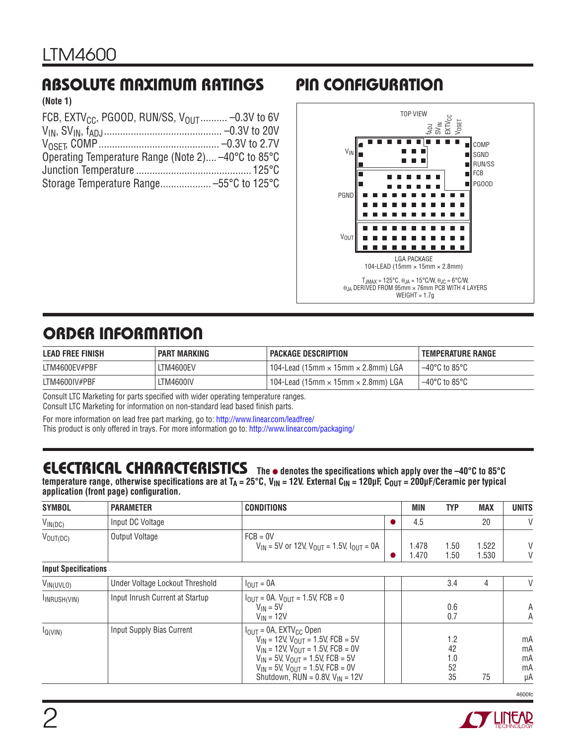## ABSOLUTE MAXIMUM RATINGS

**(Note 1)**

FCB, $EXTV_{CC}$, PGOOD, RUN/SS, $V_{OUT}$ .......... –0.3V to 6V
$V_{IN}$, $SV_{IN}$, $f_{ADJ}$ .......................................... –0.3V to 20V
$V_{OSET}$, COMP ........................................... –0.3V to 2.7V
Operating Temperature Range (Note 2).... –40°C to 85°C
Junction Temperature ........................................... 125°C
Storage Temperature Range.................. –55°C to 125°C

## PIN CONFIGURATION

TOP VIEW

Pins: $f_{ADJ}$, $SV_{IN}$, $EXTV_{CC}$, $V_{OSET}$, COMP, SGND, RUN/SS, FCB, PGOOD, $V_{IN}$, PGND, $V_{OUT}$

LGA PACKAGE
104-LEAD (15mm × 15mm × 2.8mm)

$T_{JMAX}$ = 125°C, $\theta_{JA}$ = 15°C/W, $\theta_{JC}$ = 6°C/W,
$\theta_{JA}$ DERIVED FROM 95mm × 76mm PCB WITH 4 LAYERS
WEIGHT = 1.7g

## ORDER INFORMATION

| LEAD FREE FINISH | PART MARKING | PACKAGE DESCRIPTION | TEMPERATURE RANGE |
|---|---|---|---|
| LTM4600EV#PBF | LTM4600EV | 104-Lead (15mm × 15mm × 2.8mm) LGA | –40°C to 85°C |
| LTM4600IV#PBF | LTM4600IV | 104-Lead (15mm × 15mm × 2.8mm) LGA | –40°C to 85°C |

Consult LTC Marketing for parts specified with wider operating temperature ranges.
Consult LTC Marketing for information on non-standard lead based finish parts.

For more information on lead free part marking, go to: http://www.linear.com/leadfree/
This product is only offered in trays. For more information go to: http://www.linear.com/packaging/

## ELECTRICAL CHARACTERISTICS

**The ● denotes the specifications which apply over the –40°C to 85°C temperature range, otherwise specifications are at $T_A$ = 25°C, $V_{IN}$ = 12V. External $C_{IN}$ = 120µF, $C_{OUT}$ = 200µF/Ceramic per typical application (front page) configuration.**

| SYMBOL | PARAMETER | CONDITIONS | | MIN | TYP | MAX | UNITS |
|---|---|---|---|---|---|---|---|
| $V_{IN(DC)}$ | Input DC Voltage | | ● | 4.5 | | 20 | V |
| $V_{OUT(DC)}$ | Output Voltage | FCB = 0V<br>$V_{IN}$ = 5V or 12V, $V_{OUT}$ = 1.5V, $I_{OUT}$ = 0A | <br>● | 1.478<br>1.470 | 1.50<br>1.50 | 1.522<br>1.530 | V<br>V |
| **Input Specifications** | | | | | | | |
| $V_{IN(UVLO)}$ | Under Voltage Lockout Threshold | $I_{OUT}$ = 0A | | | 3.4 | 4 | V |
| $I_{INRUSH(VIN)}$ | Input Inrush Current at Startup | $I_{OUT}$ = 0A. $V_{OUT}$ = 1.5V, FCB = 0<br>$V_{IN}$ = 5V<br>$V_{IN}$ = 12V | | | <br>0.6<br>0.7 | | <br>A<br>A |
| $I_{Q(VIN)}$ | Input Supply Bias Current | $I_{OUT}$ = 0A, $EXTV_{CC}$ Open<br>$V_{IN}$ = 12V, $V_{OUT}$ = 1.5V, FCB = 5V<br>$V_{IN}$ = 12V, $V_{OUT}$ = 1.5V, FCB = 0V<br>$V_{IN}$ = 5V, $V_{OUT}$ = 1.5V, FCB = 5V<br>$V_{IN}$ = 5V, $V_{OUT}$ = 1.5V, FCB = 0V<br>Shutdown, RUN = 0.8V, $V_{IN}$ = 12V | | | <br>1.2<br>42<br>1.0<br>52<br>35 | <br><br><br><br><br>75 | <br>mA<br>mA<br>mA<br>mA<br>µA |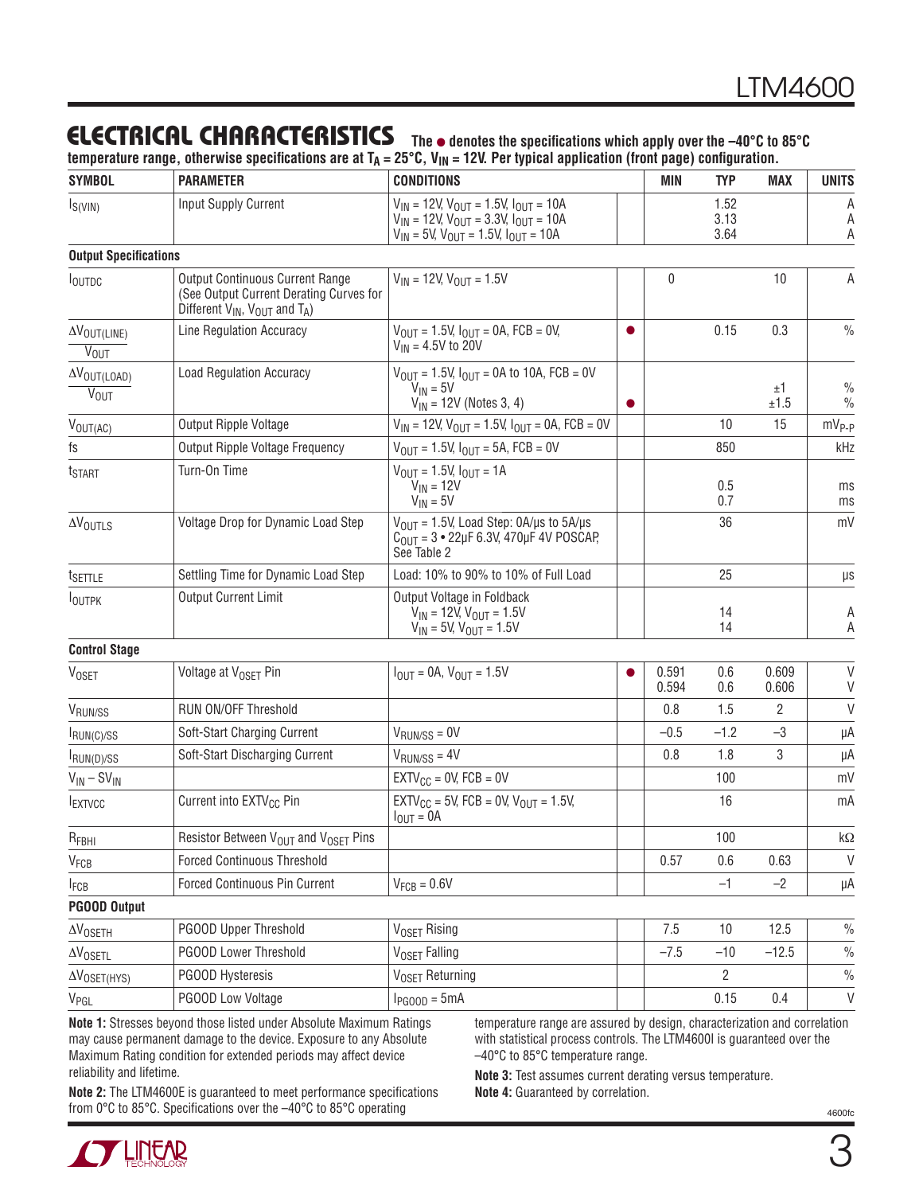## ELECTRICAL CHARACTERISTICS

**The ● denotes the specifications which apply over the –40°C to 85°C temperature range, otherwise specifications are at $T_A$ = 25°C, $V_{IN}$ = 12V. Per typical application (front page) configuration.**

| SYMBOL | PARAMETER | CONDITIONS | | MIN | TYP | MAX | UNITS |
|---|---|---|---|---|---|---|---|
| $I_{S(VIN)}$ | Input Supply Current | $V_{IN}$ = 12V, $V_{OUT}$ = 1.5V, $I_{OUT}$ = 10A<br>$V_{IN}$ = 12V, $V_{OUT}$ = 3.3V, $I_{OUT}$ = 10A<br>$V_{IN}$ = 5V, $V_{OUT}$ = 1.5V, $I_{OUT}$ = 10A | | | 1.52<br>3.13<br>3.64 | | A<br>A<br>A |
| **Output Specifications** | | | | | | | |
| $I_{OUTDC}$ | Output Continuous Current Range (See Output Current Derating Curves for Different $V_{IN}$, $V_{OUT}$ and $T_A$) | $V_{IN}$ = 12V, $V_{OUT}$ = 1.5V | | 0 | | 10 | A |
| $\frac{\Delta V_{OUT(LINE)}}{V_{OUT}}$ | Line Regulation Accuracy | $V_{OUT}$ = 1.5V, $I_{OUT}$ = 0A, FCB = 0V, $V_{IN}$ = 4.5V to 20V | ● | | 0.15 | 0.3 | % |
| $\frac{\Delta V_{OUT(LOAD)}}{V_{OUT}}$ | Load Regulation Accuracy | $V_{OUT}$ = 1.5V, $I_{OUT}$ = 0A to 10A, FCB = 0V<br>$V_{IN}$ = 5V<br>$V_{IN}$ = 12V (Notes 3, 4) | <br><br>● | | | ±1<br>±1.5 | %<br>% |
| $V_{OUT(AC)}$ | Output Ripple Voltage | $V_{IN}$ = 12V, $V_{OUT}$ = 1.5V, $I_{OUT}$ = 0A, FCB = 0V | | | 10 | 15 | $mV_{P-P}$ |
| fs | Output Ripple Voltage Frequency | $V_{OUT}$ = 1.5V, $I_{OUT}$ = 5A, FCB = 0V | | | 850 | | kHz |
| $t_{START}$ | Turn-On Time | $V_{OUT}$ = 1.5V, $I_{OUT}$ = 1A<br>$V_{IN}$ = 12V<br>$V_{IN}$ = 5V | | | 0.5<br>0.7 | | ms<br>ms |
| $\Delta V_{OUTLS}$ | Voltage Drop for Dynamic Load Step | $V_{OUT}$ = 1.5V, Load Step: 0A/µs to 5A/µs<br>$C_{OUT}$ = 3 • 22µF 6.3V, 470µF 4V POSCAP, See Table 2 | | | 36 | | mV |
| $t_{SETTLE}$ | Settling Time for Dynamic Load Step | Load: 10% to 90% to 10% of Full Load | | | 25 | | µs |
| $I_{OUTPK}$ | Output Current Limit | Output Voltage in Foldback<br>$V_{IN}$ = 12V, $V_{OUT}$ = 1.5V<br>$V_{IN}$ = 5V, $V_{OUT}$ = 1.5V | | | 14<br>14 | | A<br>A |
| **Control Stage** | | | | | | | |
| $V_{OSET}$ | Voltage at $V_{OSET}$ Pin | $I_{OUT}$ = 0A, $V_{OUT}$ = 1.5V | ● | 0.591<br>0.594 | 0.6<br>0.6 | 0.609<br>0.606 | V<br>V |
| $V_{RUN/SS}$ | RUN ON/OFF Threshold | | | 0.8 | 1.5 | 2 | V |
| $I_{RUN(C)/SS}$ | Soft-Start Charging Current | $V_{RUN/SS}$ = 0V | | –0.5 | –1.2 | –3 | µA |
| $I_{RUN(D)/SS}$ | Soft-Start Discharging Current | $V_{RUN/SS}$ = 4V | | 0.8 | 1.8 | 3 | µA |
| $V_{IN} – SV_{IN}$ | | $EXTV_{CC}$ = 0V, FCB = 0V | | | 100 | | mV |
| $I_{EXTVCC}$ | Current into $EXTV_{CC}$ Pin | $EXTV_{CC}$ = 5V, FCB = 0V, $V_{OUT}$ = 1.5V, $I_{OUT}$ = 0A | | | 16 | | mA |
| $R_{FBHI}$ | Resistor Between $V_{OUT}$ and $V_{OSET}$ Pins | | | | 100 | | kΩ |
| $V_{FCB}$ | Forced Continuous Threshold | | | 0.57 | 0.6 | 0.63 | V |
| $I_{FCB}$ | Forced Continuous Pin Current | $V_{FCB}$ = 0.6V | | | –1 | –2 | µA |
| **PGOOD Output** | | | | | | | |
| $\Delta V_{OSETH}$ | PGOOD Upper Threshold | $V_{OSET}$ Rising | | 7.5 | 10 | 12.5 | % |
| $\Delta V_{OSETL}$ | PGOOD Lower Threshold | $V_{OSET}$ Falling | | –7.5 | –10 | –12.5 | % |
| $\Delta V_{OSET(HYS)}$ | PGOOD Hysteresis | $V_{OSET}$ Returning | | | 2 | | % |
| $V_{PGL}$ | PGOOD Low Voltage | $I_{PGOOD}$ = 5mA | | | 0.15 | 0.4 | V |

**Note 1:** Stresses beyond those listed under Absolute Maximum Ratings may cause permanent damage to the device. Exposure to any Absolute Maximum Rating condition for extended periods may affect device reliability and lifetime.

**Note 2:** The LTM4600E is guaranteed to meet performance specifications from 0°C to 85°C. Specifications over the –40°C to 85°C operating temperature range are assured by design, characterization and correlation with statistical process controls. The LTM4600I is guaranteed over the –40°C to 85°C temperature range.

**Note 3:** Test assumes current derating versus temperature.

**Note 4:** Guaranteed by correlation.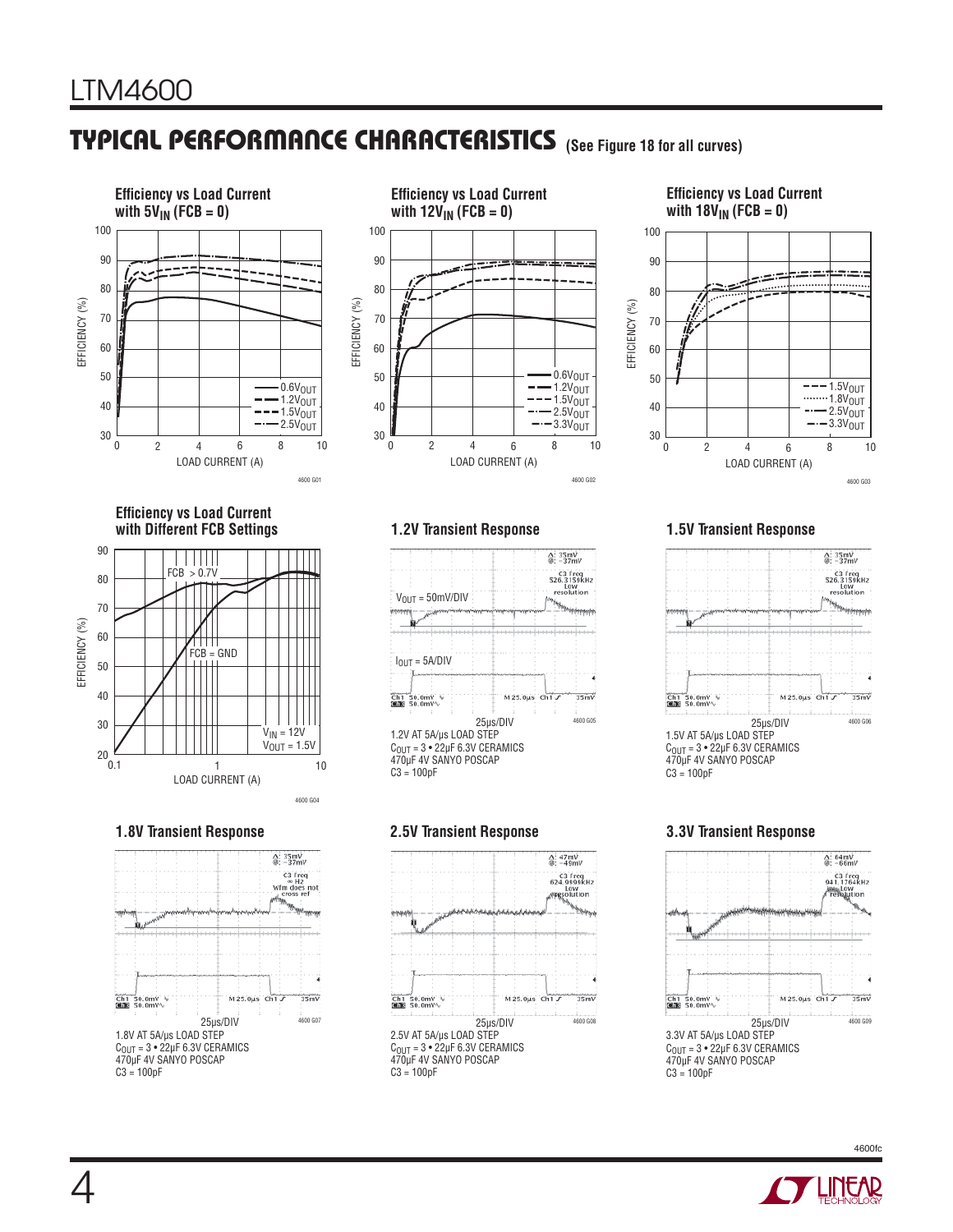## TYPICAL PERFORMANCE CHARACTERISTICS (See Figure 18 for all curves)

**Efficiency vs Load Current with $5V_{IN}$ (FCB = 0)**

4600 G01

**Efficiency vs Load Current with $12V_{IN}$ (FCB = 0)**

4600 G02

**Efficiency vs Load Current with $18V_{IN}$ (FCB = 0)**

4600 G03

**Efficiency vs Load Current with Different FCB Settings**

4600 G04

**1.2V Transient Response**

1.2V AT 5A/µs LOAD STEP
$C_{OUT}$ = 3 • 22µF 6.3V CERAMICS
470µF 4V SANYO POSCAP
C3 = 100pF

4600 G05

**1.5V Transient Response**

1.5V AT 5A/µs LOAD STEP
$C_{OUT}$ = 3 • 22µF 6.3V CERAMICS
470µF 4V SANYO POSCAP
C3 = 100pF

4600 G06

**1.8V Transient Response**

1.8V AT 5A/µs LOAD STEP
$C_{OUT}$ = 3 • 22µF 6.3V CERAMICS
470µF 4V SANYO POSCAP
C3 = 100pF

4600 G07

**2.5V Transient Response**

2.5V AT 5A/µs LOAD STEP
$C_{OUT}$ = 3 • 22µF 6.3V CERAMICS
470µF 4V SANYO POSCAP
C3 = 100pF

4600 G08

**3.3V Transient Response**

3.3V AT 5A/µs LOAD STEP
$C_{OUT}$ = 3 • 22µF 6.3V CERAMICS
470µF 4V SANYO POSCAP
C3 = 100pF

4600 G09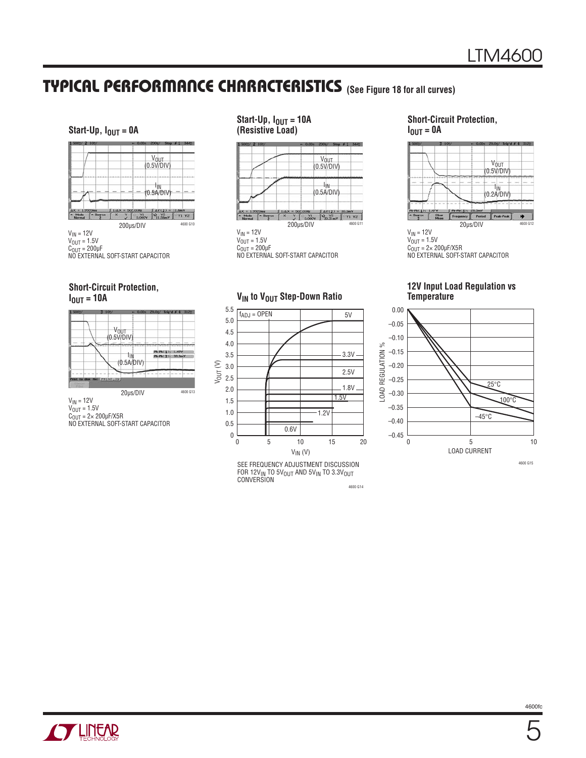## TYPICAL PERFORMANCE CHARACTERISTICS (See Figure 18 for all curves)

### Start-Up, $I_{OUT}$ = 0A

$V_{OUT}$ (0.5V/DIV)

$I_{IN}$ (0.5A/DIV)

200μs/DIV

$V_{IN}$ = 12V
$V_{OUT}$ = 1.5V
$C_{OUT}$ = 200μF
NO EXTERNAL SOFT-START CAPACITOR

4600 G10

### Start-Up, $I_{OUT}$ = 10A (Resistive Load)

$V_{OUT}$ (0.5V/DIV)

$I_{IN}$ (0.5A/DIV)

200μs/DIV

$V_{IN}$ = 12V
$V_{OUT}$ = 1.5V
$C_{OUT}$ = 200μF
NO EXTERNAL SOFT-START CAPACITOR

4600 G11

### Short-Circuit Protection, $I_{OUT}$ = 0A

$V_{OUT}$ (0.5V/DIV)

$I_{IN}$ (0.2A/DIV)

20μs/DIV

$V_{IN}$ = 12V
$V_{OUT}$ = 1.5V
$C_{OUT}$ = 2× 200μF/X5R
NO EXTERNAL SOFT-START CAPACITOR

4600 G12

### Short-Circuit Protection, $I_{OUT}$ = 10A

$V_{OUT}$ (0.5V/DIV)

$I_{IN}$ (0.5A/DIV)

20μs/DIV

$V_{IN}$ = 12V
$V_{OUT}$ = 1.5V
$C_{OUT}$ = 2× 200μF/X5R
NO EXTERNAL SOFT-START CAPACITOR

4600 G13

### $V_{IN}$ to $V_{OUT}$ Step-Down Ratio

$f_{ADJ}$ = OPEN

Curves: 5V, 3.3V, 2.5V, 1.8V, 1.5V, 1.2V, 0.6V

$V_{OUT}$ (V) vs $V_{IN}$ (V)

SEE FREQUENCY ADJUSTMENT DISCUSSION FOR $12V_{IN}$ TO $5V_{OUT}$ AND $5V_{IN}$ TO $3.3V_{OUT}$ CONVERSION

4600 G14

### 12V Input Load Regulation vs Temperature

LOAD REGULATION % vs LOAD CURRENT

Curves: 25°C, 100°C, –45°C

4600 G15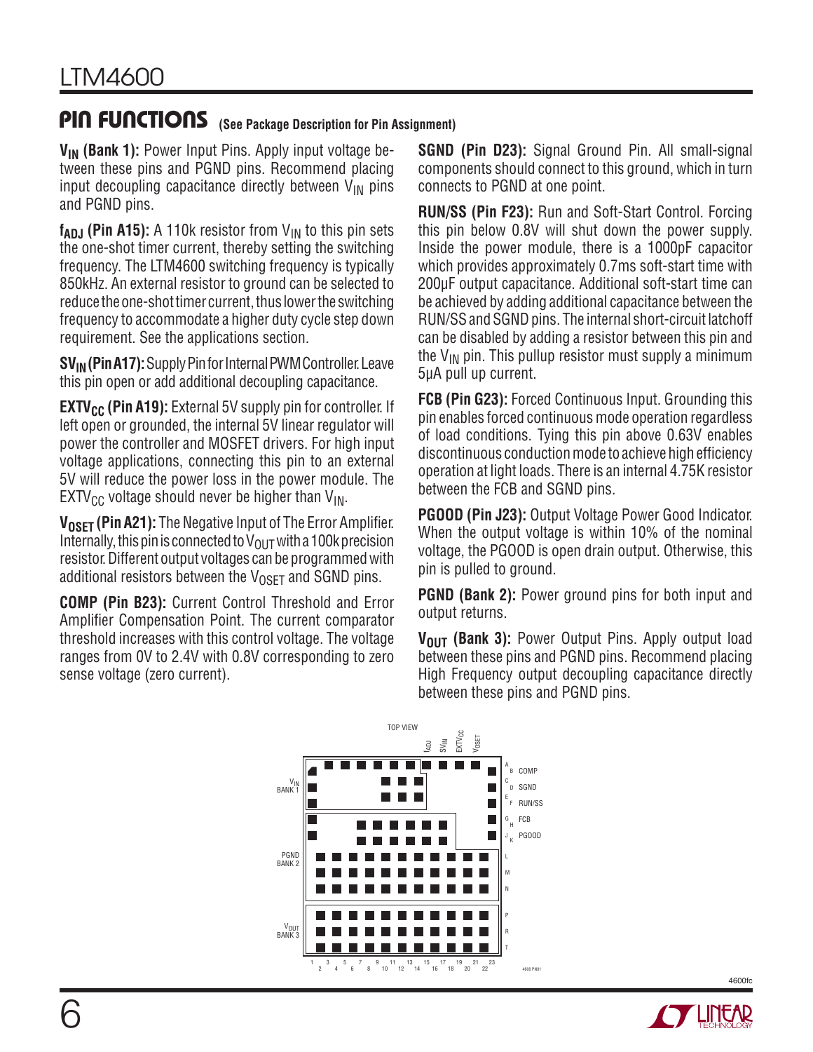## PIN FUNCTIONS (See Package Description for Pin Assignment)

**$V_{IN}$ (Bank 1):** Power Input Pins. Apply input voltage between these pins and PGND pins. Recommend placing input decoupling capacitance directly between $V_{IN}$ pins and PGND pins.

**$f_{ADJ}$ (Pin A15):** A 110k resistor from $V_{IN}$ to this pin sets the one-shot timer current, thereby setting the switching frequency. The LTM4600 switching frequency is typically 850kHz. An external resistor to ground can be selected to reduce the one-shot timer current, thus lower the switching frequency to accommodate a higher duty cycle step down requirement. See the applications section.

**$SV_{IN}$ (Pin A17):** Supply Pin for Internal PWM Controller. Leave this pin open or add additional decoupling capacitance.

**$EXTV_{CC}$ (Pin A19):** External 5V supply pin for controller. If left open or grounded, the internal 5V linear regulator will power the controller and MOSFET drivers. For high input voltage applications, connecting this pin to an external 5V will reduce the power loss in the power module. The $EXTV_{CC}$ voltage should never be higher than $V_{IN}$.

**$V_{OSET}$ (Pin A21):** The Negative Input of The Error Amplifier. Internally, this pin is connected to $V_{OUT}$ with a 100k precision resistor. Different output voltages can be programmed with additional resistors between the $V_{OSET}$ and SGND pins.

**COMP (Pin B23):** Current Control Threshold and Error Amplifier Compensation Point. The current comparator threshold increases with this control voltage. The voltage ranges from 0V to 2.4V with 0.8V corresponding to zero sense voltage (zero current).

**SGND (Pin D23):** Signal Ground Pin. All small-signal components should connect to this ground, which in turn connects to PGND at one point.

**RUN/SS (Pin F23):** Run and Soft-Start Control. Forcing this pin below 0.8V will shut down the power supply. Inside the power module, there is a 1000pF capacitor which provides approximately 0.7ms soft-start time with 200µF output capacitance. Additional soft-start time can be achieved by adding additional capacitance between the RUN/SS and SGND pins. The internal short-circuit latchoff can be disabled by adding a resistor between this pin and the $V_{IN}$ pin. This pullup resistor must supply a minimum 5µA pull up current.

**FCB (Pin G23):** Forced Continuous Input. Grounding this pin enables forced continuous mode operation regardless of load conditions. Tying this pin above 0.63V enables discontinuous conduction mode to achieve high efficiency operation at light loads. There is an internal 4.75K resistor between the FCB and SGND pins.

**PGOOD (Pin J23):** Output Voltage Power Good Indicator. When the output voltage is within 10% of the nominal voltage, the PGOOD is open drain output. Otherwise, this pin is pulled to ground.

**PGND (Bank 2):** Power ground pins for both input and output returns.

**$V_{OUT}$ (Bank 3):** Power Output Pins. Apply output load between these pins and PGND pins. Recommend placing High Frequency output decoupling capacitance directly between these pins and PGND pins.

TOP VIEW

$f_{ADJ}$, $SV_{IN}$, $EXTV_{CC}$, $V_{OSET}$

$V_{IN}$ BANK 1, PGND BANK 2, $V_{OUT}$ BANK 3

A, B COMP, C, D SGND, E, F RUN/SS, G, H FCB, J, K PGOOD, L, M, N, P, R, T

1 2 3 4 5 6 7 8 9 10 11 12 13 14 15 16 17 18 19 20 21 22 23

4600 PN01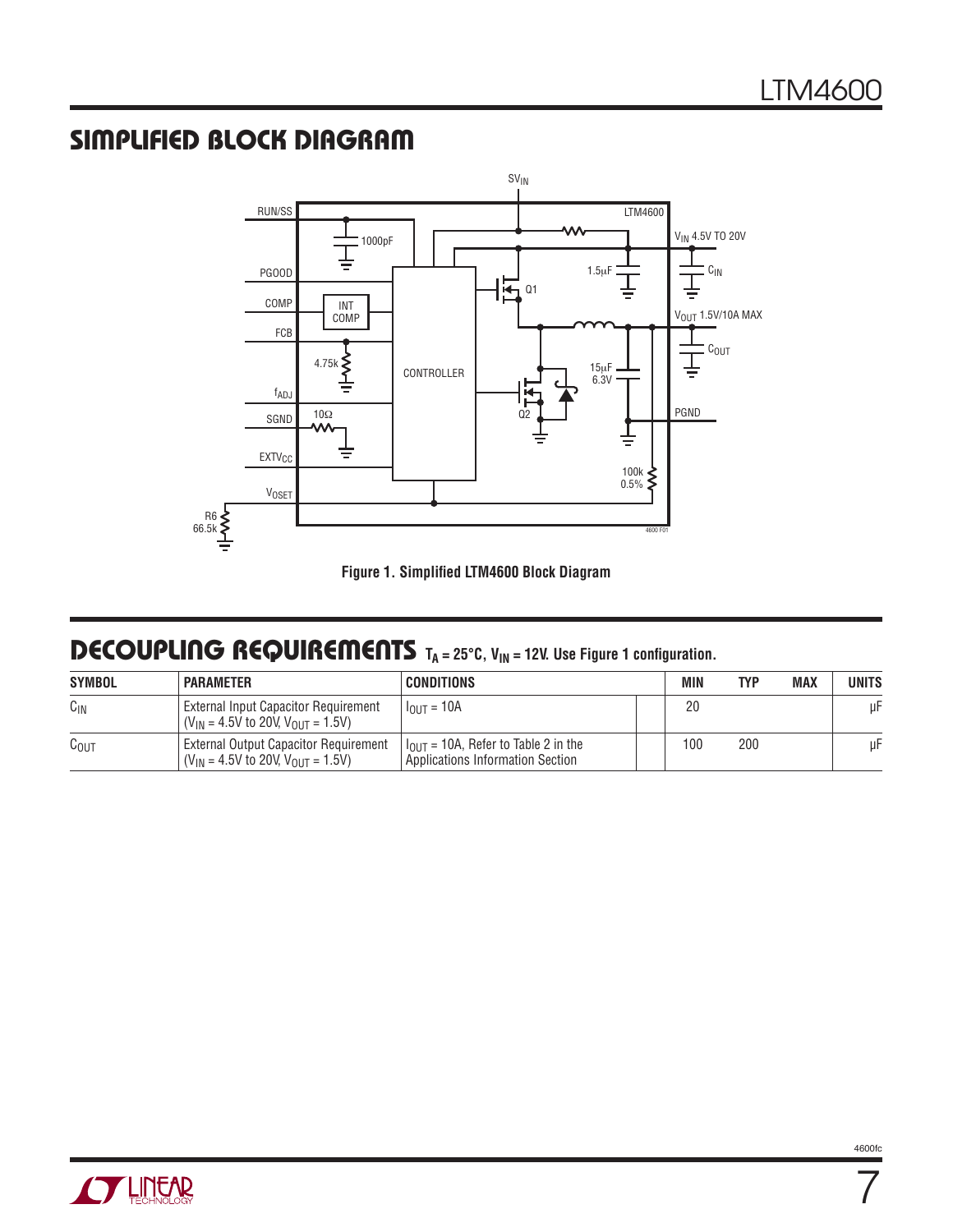## SIMPLIFIED BLOCK DIAGRAM

**Figure 1. Simplified LTM4600 Block Diagram**

## DECOUPLING REQUIREMENTS $T_A$ = 25°C, $V_{IN}$ = 12V. Use Figure 1 configuration.

| SYMBOL | PARAMETER | CONDITIONS | MIN | TYP | MAX | UNITS |
|---|---|---|---|---|---|---|
| $C_{IN}$ | External Input Capacitor Requirement ($V_{IN}$ = 4.5V to 20V, $V_{OUT}$ = 1.5V) | $I_{OUT}$ = 10A | 20 | | | µF |
| $C_{OUT}$ | External Output Capacitor Requirement ($V_{IN}$ = 4.5V to 20V, $V_{OUT}$ = 1.5V) | $I_{OUT}$ = 10A, Refer to Table 2 in the Applications Information Section | 100 | 200 | | µF |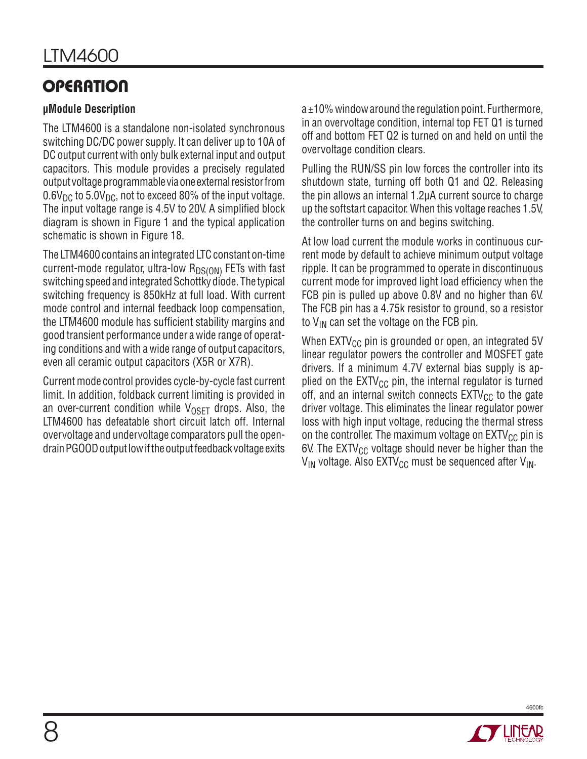## OPERATION

### μModule Description

The LTM4600 is a standalone non-isolated synchronous switching DC/DC power supply. It can deliver up to 10A of DC output current with only bulk external input and output capacitors. This module provides a precisely regulated output voltage programmable via one external resistor from $0.6V_{DC}$ to $5.0V_{DC}$, not to exceed 80% of the input voltage. The input voltage range is 4.5V to 20V. A simplified block diagram is shown in Figure 1 and the typical application schematic is shown in Figure 18.

The LTM4600 contains an integrated LTC constant on-time current-mode regulator, ultra-low $R_{DS(ON)}$ FETs with fast switching speed and integrated Schottky diode. The typical switching frequency is 850kHz at full load. With current mode control and internal feedback loop compensation, the LTM4600 module has sufficient stability margins and good transient performance under a wide range of operating conditions and with a wide range of output capacitors, even all ceramic output capacitors (X5R or X7R).

Current mode control provides cycle-by-cycle fast current limit. In addition, foldback current limiting is provided in an over-current condition while $V_{OSET}$ drops. Also, the LTM4600 has defeatable short circuit latch off. Internal overvoltage and undervoltage comparators pull the open-drain PGOOD output low if the output feedback voltage exits a ±10% window around the regulation point. Furthermore, in an overvoltage condition, internal top FET Q1 is turned off and bottom FET Q2 is turned on and held on until the overvoltage condition clears.

Pulling the RUN/SS pin low forces the controller into its shutdown state, turning off both Q1 and Q2. Releasing the pin allows an internal 1.2μA current source to charge up the softstart capacitor. When this voltage reaches 1.5V, the controller turns on and begins switching.

At low load current the module works in continuous current mode by default to achieve minimum output voltage ripple. It can be programmed to operate in discontinuous current mode for improved light load efficiency when the FCB pin is pulled up above 0.8V and no higher than 6V. The FCB pin has a 4.75k resistor to ground, so a resistor to $V_{IN}$ can set the voltage on the FCB pin.

When $EXTV_{CC}$ pin is grounded or open, an integrated 5V linear regulator powers the controller and MOSFET gate drivers. If a minimum 4.7V external bias supply is applied on the $EXTV_{CC}$ pin, the internal regulator is turned off, and an internal switch connects $EXTV_{CC}$ to the gate driver voltage. This eliminates the linear regulator power loss with high input voltage, reducing the thermal stress on the controller. The maximum voltage on $EXTV_{CC}$ pin is 6V. The $EXTV_{CC}$ voltage should never be higher than the $V_{IN}$ voltage. Also $EXTV_{CC}$ must be sequenced after $V_{IN}$.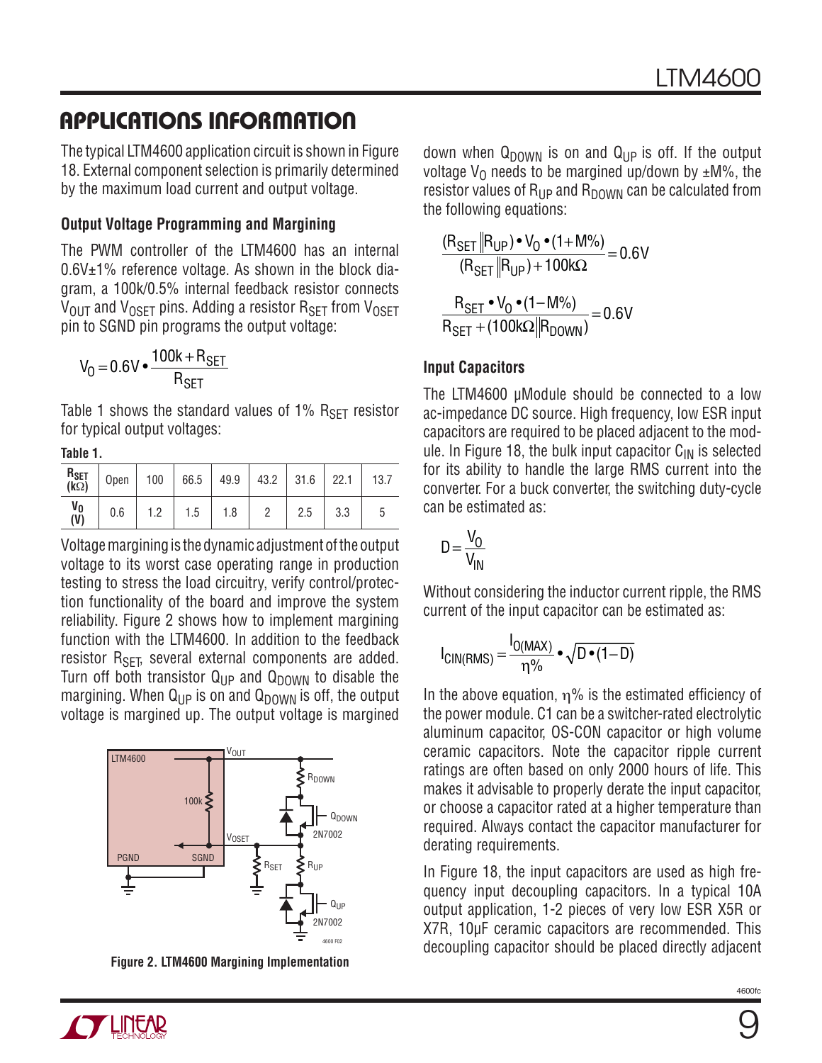## APPLICATIONS INFORMATION

The typical LTM4600 application circuit is shown in Figure 18. External component selection is primarily determined by the maximum load current and output voltage.

### Output Voltage Programming and Margining

The PWM controller of the LTM4600 has an internal 0.6V±1% reference voltage. As shown in the block diagram, a 100k/0.5% internal feedback resistor connects $V_{OUT}$ and $V_{OSET}$ pins. Adding a resistor $R_{SET}$ from $V_{OSET}$ pin to SGND pin programs the output voltage:

$$V_O = 0.6V \bullet \frac{100k + R_{SET}}{R_{SET}}$$

Table 1 shows the standard values of 1% $R_{SET}$ resistor for typical output voltages:

**Table 1.**

| $R_{SET}$ (kΩ) | Open | 100 | 66.5 | 49.9 | 43.2 | 31.6 | 22.1 | 13.7 |
|---|---|---|---|---|---|---|---|---|
| $V_O$ (V) | 0.6 | 1.2 | 1.5 | 1.8 | 2 | 2.5 | 3.3 | 5 |

Voltage margining is the dynamic adjustment of the output voltage to its worst case operating range in production testing to stress the load circuitry, verify control/protection functionality of the board and improve the system reliability. Figure 2 shows how to implement margining function with the LTM4600. In addition to the feedback resistor $R_{SET}$, several external components are added. Turn off both transistor $Q_{UP}$ and $Q_{DOWN}$ to disable the margining. When $Q_{UP}$ is on and $Q_{DOWN}$ is off, the output voltage is margined up. The output voltage is margined down when $Q_{DOWN}$ is on and $Q_{UP}$ is off. If the output voltage $V_O$ needs to be margined up/down by ±M%, the resistor values of $R_{UP}$ and $R_{DOWN}$ can be calculated from the following equations:

**Figure 2. LTM4600 Margining Implementation**

$$\frac{(R_{SET} \| R_{UP}) \bullet V_O \bullet (1+M\%)}{(R_{SET} \| R_{UP}) + 100k\Omega} = 0.6V$$

$$\frac{R_{SET} \bullet V_O \bullet (1-M\%)}{R_{SET} + (100k\Omega \| R_{DOWN})} = 0.6V$$

### Input Capacitors

The LTM4600 µModule should be connected to a low ac-impedance DC source. High frequency, low ESR input capacitors are required to be placed adjacent to the module. In Figure 18, the bulk input capacitor $C_{IN}$ is selected for its ability to handle the large RMS current into the converter. For a buck converter, the switching duty-cycle can be estimated as:

$$D = \frac{V_O}{V_{IN}}$$

Without considering the inductor current ripple, the RMS current of the input capacitor can be estimated as:

$$I_{CIN(RMS)} = \frac{I_{O(MAX)}}{\eta\%} \bullet \sqrt{D \bullet (1-D)}$$

In the above equation, η% is the estimated efficiency of the power module. C1 can be a switcher-rated electrolytic aluminum capacitor, OS-CON capacitor or high volume ceramic capacitors. Note the capacitor ripple current ratings are often based on only 2000 hours of life. This makes it advisable to properly derate the input capacitor, or choose a capacitor rated at a higher temperature than required. Always contact the capacitor manufacturer for derating requirements.

In Figure 18, the input capacitors are used as high frequency input decoupling capacitors. In a typical 10A output application, 1-2 pieces of very low ESR X5R or X7R, 10µF ceramic capacitors are recommended. This decoupling capacitor should be placed directly adjacent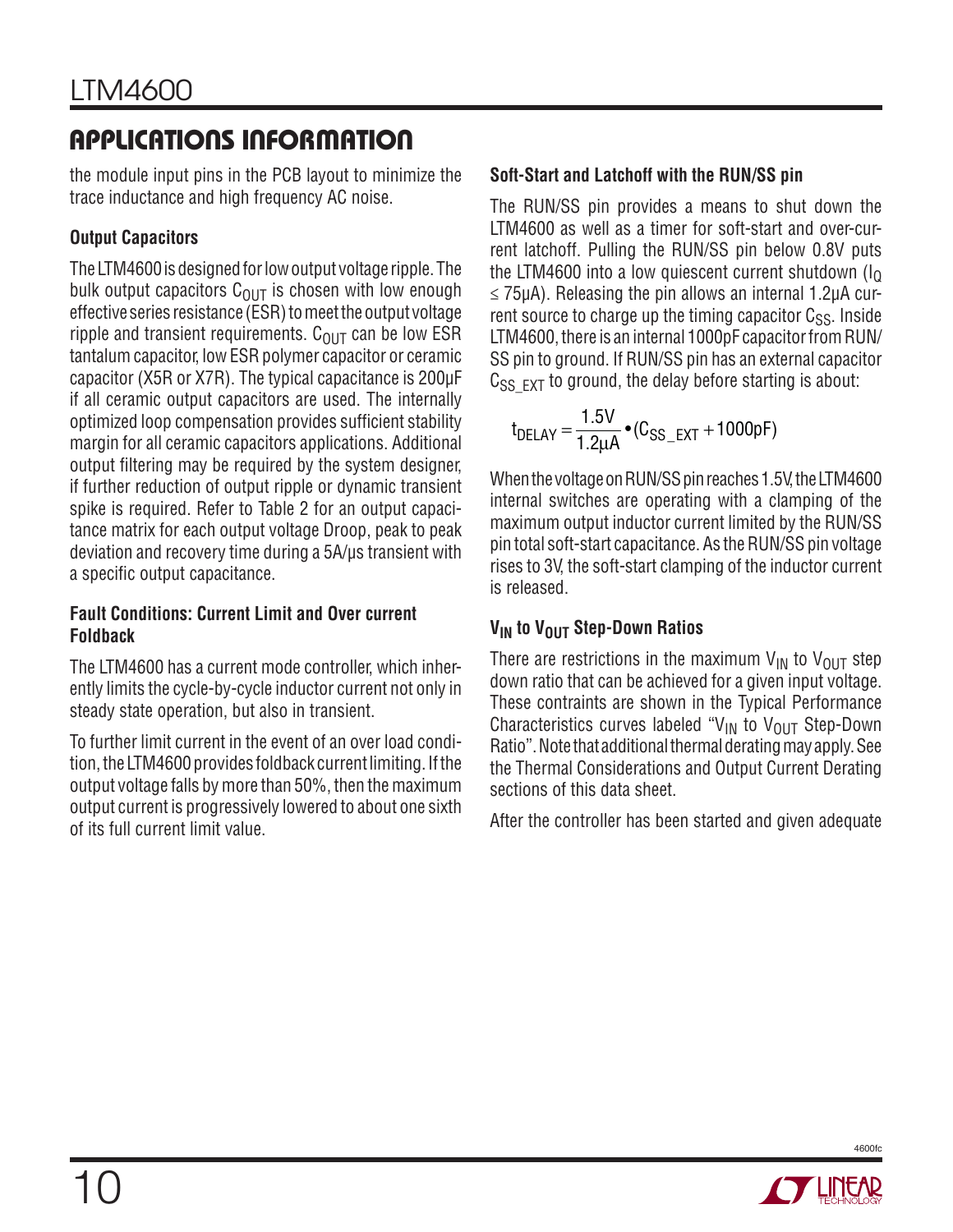## APPLICATIONS INFORMATION

the module input pins in the PCB layout to minimize the trace inductance and high frequency AC noise.

### Output Capacitors

The LTM4600 is designed for low output voltage ripple. The bulk output capacitors $C_{OUT}$ is chosen with low enough effective series resistance (ESR) to meet the output voltage ripple and transient requirements. $C_{OUT}$ can be low ESR tantalum capacitor, low ESR polymer capacitor or ceramic capacitor (X5R or X7R). The typical capacitance is 200µF if all ceramic output capacitors are used. The internally optimized loop compensation provides sufficient stability margin for all ceramic capacitors applications. Additional output filtering may be required by the system designer, if further reduction of output ripple or dynamic transient spike is required. Refer to Table 2 for an output capacitance matrix for each output voltage Droop, peak to peak deviation and recovery time during a 5A/µs transient with a specific output capacitance.

### Fault Conditions: Current Limit and Over current Foldback

The LTM4600 has a current mode controller, which inherently limits the cycle-by-cycle inductor current not only in steady state operation, but also in transient.

To further limit current in the event of an over load condition, the LTM4600 provides foldback current limiting. If the output voltage falls by more than 50%, then the maximum output current is progressively lowered to about one sixth of its full current limit value.

### Soft-Start and Latchoff with the RUN/SS pin

The RUN/SS pin provides a means to shut down the LTM4600 as well as a timer for soft-start and over-current latchoff. Pulling the RUN/SS pin below 0.8V puts the LTM4600 into a low quiescent current shutdown ($I_Q \le 75µA$). Releasing the pin allows an internal 1.2µA current source to charge up the timing capacitor $C_{SS}$. Inside LTM4600, there is an internal 1000pF capacitor from RUN/SS pin to ground. If RUN/SS pin has an external capacitor $C_{SS\_EXT}$ to ground, the delay before starting is about:

$$t_{DELAY} = \frac{1.5V}{1.2\mu A} \bullet (C_{SS\_EXT} + 1000pF)$$

When the voltage on RUN/SS pin reaches 1.5V, the LTM4600 internal switches are operating with a clamping of the maximum output inductor current limited by the RUN/SS pin total soft-start capacitance. As the RUN/SS pin voltage rises to 3V, the soft-start clamping of the inductor current is released.

### $V_{IN}$ to $V_{OUT}$ Step-Down Ratios

There are restrictions in the maximum $V_{IN}$ to $V_{OUT}$ step down ratio that can be achieved for a given input voltage. These contraints are shown in the Typical Performance Characteristics curves labeled "$V_{IN}$ to $V_{OUT}$ Step-Down Ratio". Note that additional thermal derating may apply. See the Thermal Considerations and Output Current Derating sections of this data sheet.

After the controller has been started and given adequate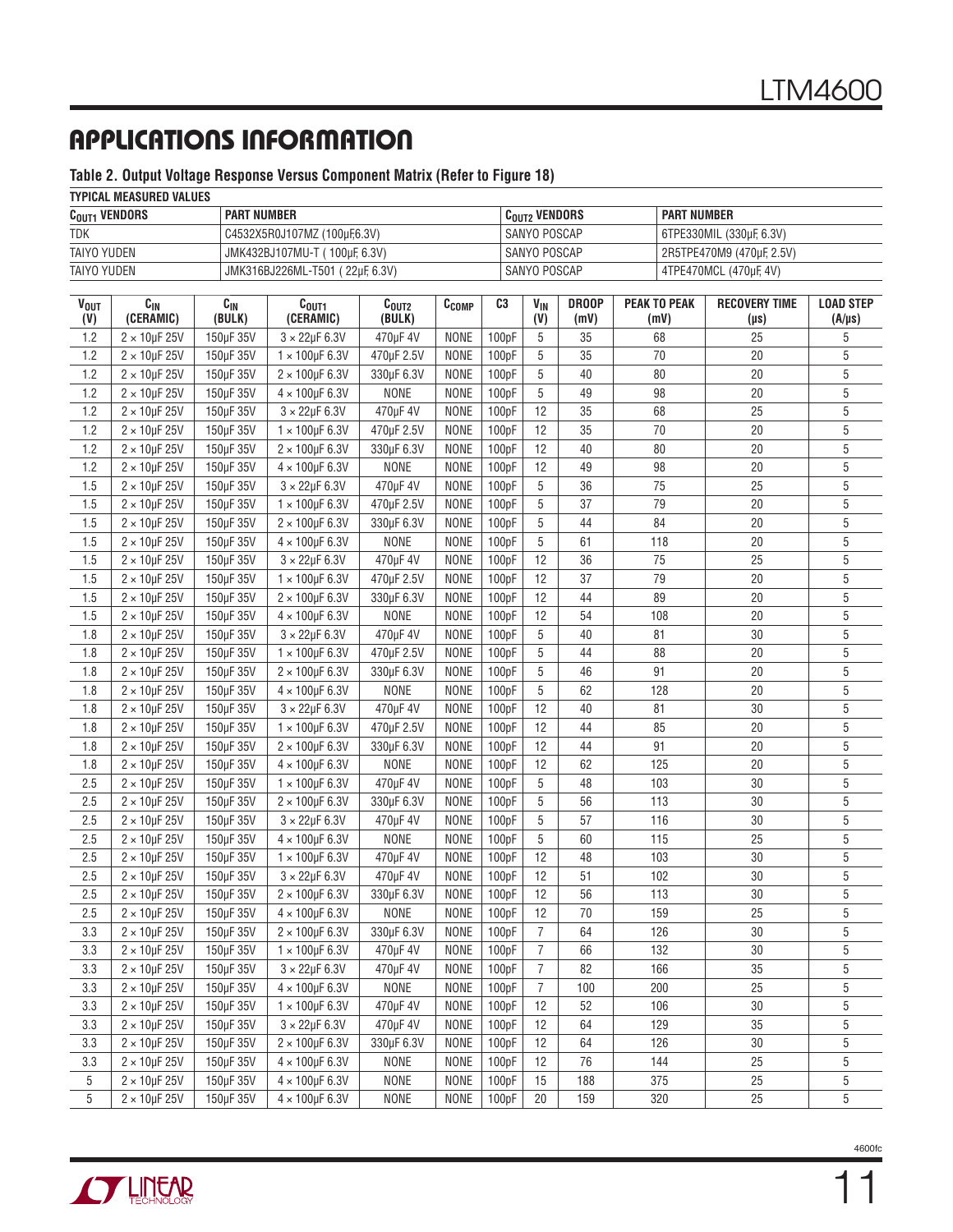## APPLICATIONS INFORMATION

**Table 2. Output Voltage Response Versus Component Matrix (Refer to Figure 18)**

**TYPICAL MEASURED VALUES**

| $C_{OUT1}$ VENDORS | PART NUMBER | $C_{OUT2}$ VENDORS | PART NUMBER |
|---|---|---|---|
| TDK | C4532X5R0J107MZ (100µF,6.3V) | SANYO POSCAP | 6TPE330MIL (330µF, 6.3V) |
| TAIYO YUDEN | JMK432BJ107MU-T ( 100µF, 6.3V) | SANYO POSCAP | 2R5TPE470M9 (470µF, 2.5V) |
| TAIYO YUDEN | JMK316BJ226ML-T501 ( 22µF, 6.3V) | SANYO POSCAP | 4TPE470MCL (470µF, 4V) |

| $V_{OUT}$ (V) | $C_{IN}$ (CERAMIC) | $C_{IN}$ (BULK) | $C_{OUT1}$ (CERAMIC) | $C_{OUT2}$ (BULK) | $C_{COMP}$ | C3 | $V_{IN}$ (V) | DROOP (mV) | PEAK TO PEAK (mV) | RECOVERY TIME (µs) | LOAD STEP (A/µs) |
|---|---|---|---|---|---|---|---|---|---|---|---|
| 1.2 | 2 × 10µF 25V | 150µF 35V | 3 × 22µF 6.3V | 470µF 4V | NONE | 100pF | 5 | 35 | 68 | 25 | 5 |
| 1.2 | 2 × 10µF 25V | 150µF 35V | 1 × 100µF 6.3V | 470µF 2.5V | NONE | 100pF | 5 | 35 | 70 | 20 | 5 |
| 1.2 | 2 × 10µF 25V | 150µF 35V | 2 × 100µF 6.3V | 330µF 6.3V | NONE | 100pF | 5 | 40 | 80 | 20 | 5 |
| 1.2 | 2 × 10µF 25V | 150µF 35V | 4 × 100µF 6.3V | NONE | NONE | 100pF | 5 | 49 | 98 | 20 | 5 |
| 1.2 | 2 × 10µF 25V | 150µF 35V | 3 × 22µF 6.3V | 470µF 4V | NONE | 100pF | 12 | 35 | 68 | 25 | 5 |
| 1.2 | 2 × 10µF 25V | 150µF 35V | 1 × 100µF 6.3V | 470µF 2.5V | NONE | 100pF | 12 | 35 | 70 | 20 | 5 |
| 1.2 | 2 × 10µF 25V | 150µF 35V | 2 × 100µF 6.3V | 330µF 6.3V | NONE | 100pF | 12 | 40 | 80 | 20 | 5 |
| 1.2 | 2 × 10µF 25V | 150µF 35V | 4 × 100µF 6.3V | NONE | NONE | 100pF | 12 | 49 | 98 | 20 | 5 |
| 1.5 | 2 × 10µF 25V | 150µF 35V | 3 × 22µF 6.3V | 470µF 4V | NONE | 100pF | 5 | 36 | 75 | 25 | 5 |
| 1.5 | 2 × 10µF 25V | 150µF 35V | 1 × 100µF 6.3V | 470µF 2.5V | NONE | 100pF | 5 | 37 | 79 | 20 | 5 |
| 1.5 | 2 × 10µF 25V | 150µF 35V | 2 × 100µF 6.3V | 330µF 6.3V | NONE | 100pF | 5 | 44 | 84 | 20 | 5 |
| 1.5 | 2 × 10µF 25V | 150µF 35V | 4 × 100µF 6.3V | NONE | NONE | 100pF | 5 | 61 | 118 | 20 | 5 |
| 1.5 | 2 × 10µF 25V | 150µF 35V | 3 × 22µF 6.3V | 470µF 4V | NONE | 100pF | 12 | 36 | 75 | 25 | 5 |
| 1.5 | 2 × 10µF 25V | 150µF 35V | 1 × 100µF 6.3V | 470µF 2.5V | NONE | 100pF | 12 | 37 | 79 | 20 | 5 |
| 1.5 | 2 × 10µF 25V | 150µF 35V | 2 × 100µF 6.3V | 330µF 6.3V | NONE | 100pF | 12 | 44 | 89 | 20 | 5 |
| 1.5 | 2 × 10µF 25V | 150µF 35V | 4 × 100µF 6.3V | NONE | NONE | 100pF | 12 | 54 | 108 | 20 | 5 |
| 1.8 | 2 × 10µF 25V | 150µF 35V | 3 × 22µF 6.3V | 470µF 4V | NONE | 100pF | 5 | 40 | 81 | 30 | 5 |
| 1.8 | 2 × 10µF 25V | 150µF 35V | 1 × 100µF 6.3V | 470µF 2.5V | NONE | 100pF | 5 | 44 | 88 | 20 | 5 |
| 1.8 | 2 × 10µF 25V | 150µF 35V | 2 × 100µF 6.3V | 330µF 6.3V | NONE | 100pF | 5 | 46 | 91 | 20 | 5 |
| 1.8 | 2 × 10µF 25V | 150µF 35V | 4 × 100µF 6.3V | NONE | NONE | 100pF | 5 | 62 | 128 | 20 | 5 |
| 1.8 | 2 × 10µF 25V | 150µF 35V | 3 × 22µF 6.3V | 470µF 4V | NONE | 100pF | 12 | 40 | 81 | 30 | 5 |
| 1.8 | 2 × 10µF 25V | 150µF 35V | 1 × 100µF 6.3V | 470µF 2.5V | NONE | 100pF | 12 | 44 | 85 | 20 | 5 |
| 1.8 | 2 × 10µF 25V | 150µF 35V | 2 × 100µF 6.3V | 330µF 6.3V | NONE | 100pF | 12 | 44 | 91 | 20 | 5 |
| 1.8 | 2 × 10µF 25V | 150µF 35V | 4 × 100µF 6.3V | NONE | NONE | 100pF | 12 | 62 | 125 | 20 | 5 |
| 2.5 | 2 × 10µF 25V | 150µF 35V | 1 × 100µF 6.3V | 470µF 4V | NONE | 100pF | 5 | 48 | 103 | 30 | 5 |
| 2.5 | 2 × 10µF 25V | 150µF 35V | 2 × 100µF 6.3V | 330µF 6.3V | NONE | 100pF | 5 | 56 | 113 | 30 | 5 |
| 2.5 | 2 × 10µF 25V | 150µF 35V | 3 × 22µF 6.3V | 470µF 4V | NONE | 100pF | 5 | 57 | 116 | 30 | 5 |
| 2.5 | 2 × 10µF 25V | 150µF 35V | 4 × 100µF 6.3V | NONE | NONE | 100pF | 5 | 60 | 115 | 25 | 5 |
| 2.5 | 2 × 10µF 25V | 150µF 35V | 1 × 100µF 6.3V | 470µF 4V | NONE | 100pF | 12 | 48 | 103 | 30 | 5 |
| 2.5 | 2 × 10µF 25V | 150µF 35V | 3 × 22µF 6.3V | 470µF 4V | NONE | 100pF | 12 | 51 | 102 | 30 | 5 |
| 2.5 | 2 × 10µF 25V | 150µF 35V | 2 × 100µF 6.3V | 330µF 6.3V | NONE | 100pF | 12 | 56 | 113 | 30 | 5 |
| 2.5 | 2 × 10µF 25V | 150µF 35V | 4 × 100µF 6.3V | NONE | NONE | 100pF | 12 | 70 | 159 | 25 | 5 |
| 3.3 | 2 × 10µF 25V | 150µF 35V | 2 × 100µF 6.3V | 330µF 6.3V | NONE | 100pF | 7 | 64 | 126 | 30 | 5 |
| 3.3 | 2 × 10µF 25V | 150µF 35V | 1 × 100µF 6.3V | 470µF 4V | NONE | 100pF | 7 | 66 | 132 | 30 | 5 |
| 3.3 | 2 × 10µF 25V | 150µF 35V | 3 × 22µF 6.3V | 470µF 4V | NONE | 100pF | 7 | 82 | 166 | 35 | 5 |
| 3.3 | 2 × 10µF 25V | 150µF 35V | 4 × 100µF 6.3V | NONE | NONE | 100pF | 7 | 100 | 200 | 25 | 5 |
| 3.3 | 2 × 10µF 25V | 150µF 35V | 1 × 100µF 6.3V | 470µF 4V | NONE | 100pF | 12 | 52 | 106 | 30 | 5 |
| 3.3 | 2 × 10µF 25V | 150µF 35V | 3 × 22µF 6.3V | 470µF 4V | NONE | 100pF | 12 | 64 | 129 | 35 | 5 |
| 3.3 | 2 × 10µF 25V | 150µF 35V | 2 × 100µF 6.3V | 330µF 6.3V | NONE | 100pF | 12 | 64 | 126 | 30 | 5 |
| 3.3 | 2 × 10µF 25V | 150µF 35V | 4 × 100µF 6.3V | NONE | NONE | 100pF | 12 | 76 | 144 | 25 | 5 |
| 5 | 2 × 10µF 25V | 150µF 35V | 4 × 100µF 6.3V | NONE | NONE | 100pF | 15 | 188 | 375 | 25 | 5 |
| 5 | 2 × 10µF 25V | 150µF 35V | 4 × 100µF 6.3V | NONE | NONE | 100pF | 20 | 159 | 320 | 25 | 5 |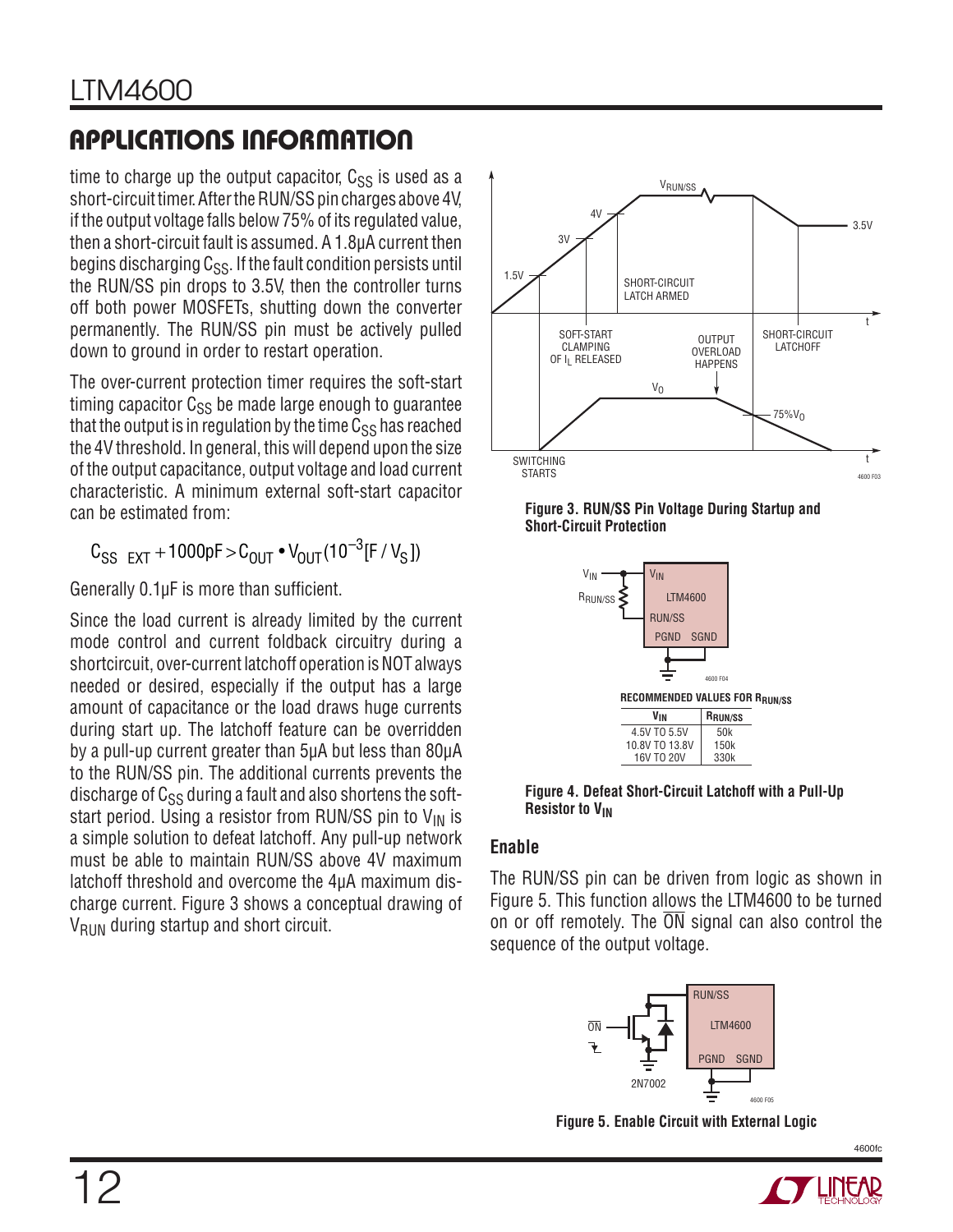## APPLICATIONS INFORMATION

time to charge up the output capacitor, $C_{SS}$ is used as a short-circuit timer. After the RUN/SS pin charges above 4V, if the output voltage falls below 75% of its regulated value, then a short-circuit fault is assumed. A 1.8µA current then begins discharging $C_{SS}$. If the fault condition persists until the RUN/SS pin drops to 3.5V, then the controller turns off both power MOSFETs, shutting down the converter permanently. The RUN/SS pin must be actively pulled down to ground in order to restart operation.

The over-current protection timer requires the soft-start timing capacitor $C_{SS}$ be made large enough to guarantee that the output is in regulation by the time $C_{SS}$ has reached the 4V threshold. In general, this will depend upon the size of the output capacitance, output voltage and load current characteristic. A minimum external soft-start capacitor can be estimated from:

$$C_{SS\_EXT} + 1000pF > C_{OUT} \cdot V_{OUT}(10^{-3}[F/V_S])$$

Generally 0.1µF is more than sufficient.

Since the load current is already limited by the current mode control and current foldback circuitry during a shortcircuit, over-current latchoff operation is NOT always needed or desired, especially if the output has a large amount of capacitance or the load draws huge currents during start up. The latchoff feature can be overridden by a pull-up current greater than 5µA but less than 80µA to the RUN/SS pin. The additional currents prevents the discharge of $C_{SS}$ during a fault and also shortens the soft-start period. Using a resistor from RUN/SS pin to $V_{IN}$ is a simple solution to defeat latchoff. Any pull-up network must be able to maintain RUN/SS above 4V maximum latchoff threshold and overcome the 4µA maximum discharge current. Figure 3 shows a conceptual drawing of $V_{RUN}$ during startup and short circuit.

**Figure 3. RUN/SS Pin Voltage During Startup and Short-Circuit Protection**

RECOMMENDED VALUES FOR $R_{RUN/SS}$

| $V_{IN}$ | $R_{RUN/SS}$ |
|---|---|
| 4.5V TO 5.5V | 50k |
| 10.8V TO 13.8V | 150k |
| 16V TO 20V | 330k |

**Figure 4. Defeat Short-Circuit Latchoff with a Pull-Up Resistor to $V_{IN}$**

### Enable

The RUN/SS pin can be driven from logic as shown in Figure 5. This function allows the LTM4600 to be turned on or off remotely. The $\overline{ON}$ signal can also control the sequence of the output voltage.

**Figure 5. Enable Circuit with External Logic**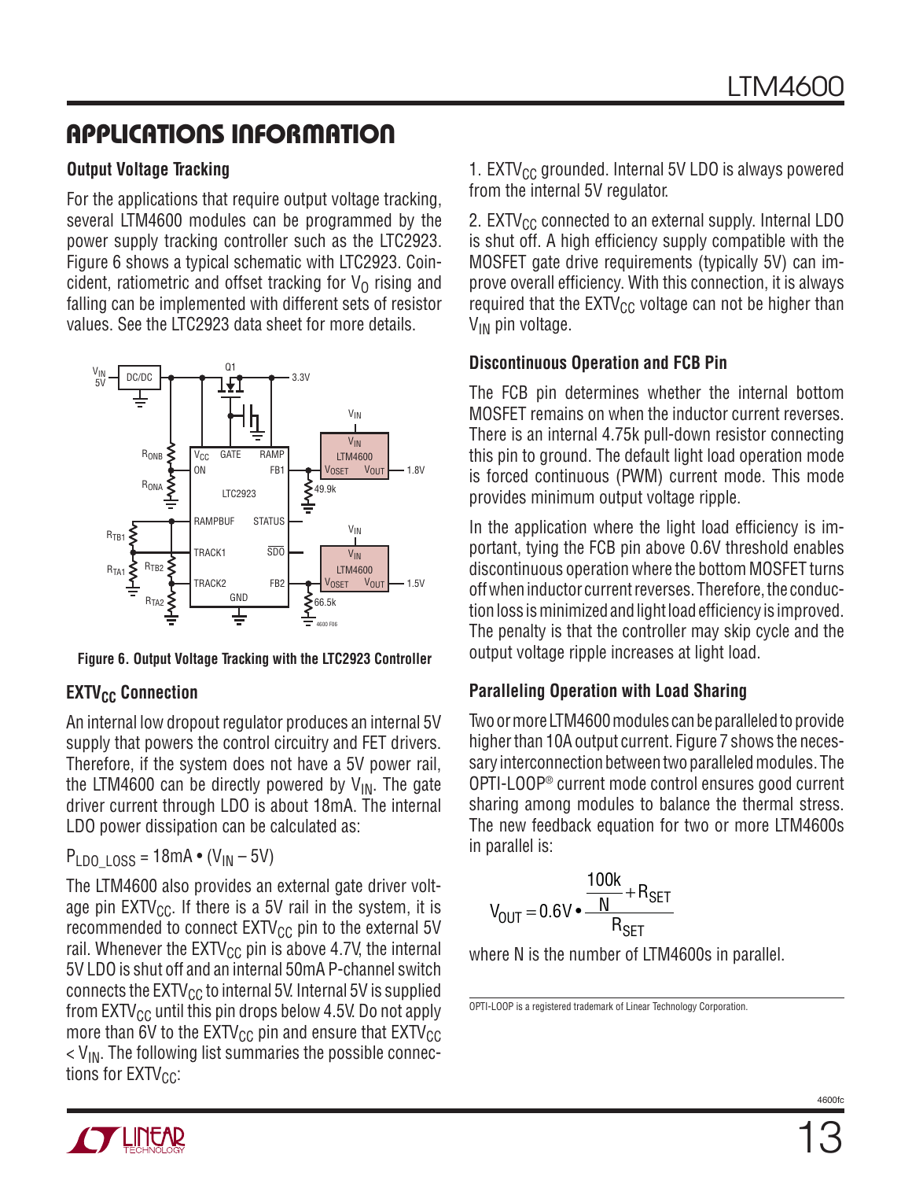## APPLICATIONS INFORMATION

### Output Voltage Tracking

For the applications that require output voltage tracking, several LTM4600 modules can be programmed by the power supply tracking controller such as the LTC2923. Figure 6 shows a typical schematic with LTC2923. Coincident, ratiometric and offset tracking for $V_O$ rising and falling can be implemented with different sets of resistor values. See the LTC2923 data sheet for more details.

Figure 6. Output Voltage Tracking with the LTC2923 Controller

### $EXTV_{CC}$ Connection

An internal low dropout regulator produces an internal 5V supply that powers the control circuitry and FET drivers. Therefore, if the system does not have a 5V power rail, the LTM4600 can be directly powered by $V_{IN}$. The gate driver current through LDO is about 18mA. The internal LDO power dissipation can be calculated as:

$$P_{LDO\_LOSS} = 18mA \bullet (V_{IN} - 5V)$$

The LTM4600 also provides an external gate driver voltage pin $EXTV_{CC}$. If there is a 5V rail in the system, it is recommended to connect $EXTV_{CC}$ pin to the external 5V rail. Whenever the $EXTV_{CC}$ pin is above 4.7V, the internal 5V LDO is shut off and an internal 50mA P-channel switch connects the $EXTV_{CC}$ to internal 5V. Internal 5V is supplied from $EXTV_{CC}$ until this pin drops below 4.5V. Do not apply more than 6V to the $EXTV_{CC}$ pin and ensure that $EXTV_{CC} < V_{IN}$. The following list summaries the possible connections for $EXTV_{CC}$:

1. $EXTV_{CC}$ grounded. Internal 5V LDO is always powered from the internal 5V regulator.

2. $EXTV_{CC}$ connected to an external supply. Internal LDO is shut off. A high efficiency supply compatible with the MOSFET gate drive requirements (typically 5V) can improve overall efficiency. With this connection, it is always required that the $EXTV_{CC}$ voltage can not be higher than $V_{IN}$ pin voltage.

### Discontinuous Operation and FCB Pin

The FCB pin determines whether the internal bottom MOSFET remains on when the inductor current reverses. There is an internal 4.75k pull-down resistor connecting this pin to ground. The default light load operation mode is forced continuous (PWM) current mode. This mode provides minimum output voltage ripple.

In the application where the light load efficiency is important, tying the FCB pin above 0.6V threshold enables discontinuous operation where the bottom MOSFET turns off when inductor current reverses. Therefore, the conduction loss is minimized and light load efficiency is improved. The penalty is that the controller may skip cycle and the output voltage ripple increases at light load.

### Paralleling Operation with Load Sharing

Two or more LTM4600 modules can be paralleled to provide higher than 10A output current. Figure 7 shows the necessary interconnection between two paralleled modules. The OPTI-LOOP® current mode control ensures good current sharing among modules to balance the thermal stress. The new feedback equation for two or more LTM4600s in parallel is:

$$V_{OUT} = 0.6V \bullet \frac{\frac{100k}{N} + R_{SET}}{R_{SET}}$$

where N is the number of LTM4600s in parallel.

OPTI-LOOP is a registered trademark of Linear Technology Corporation.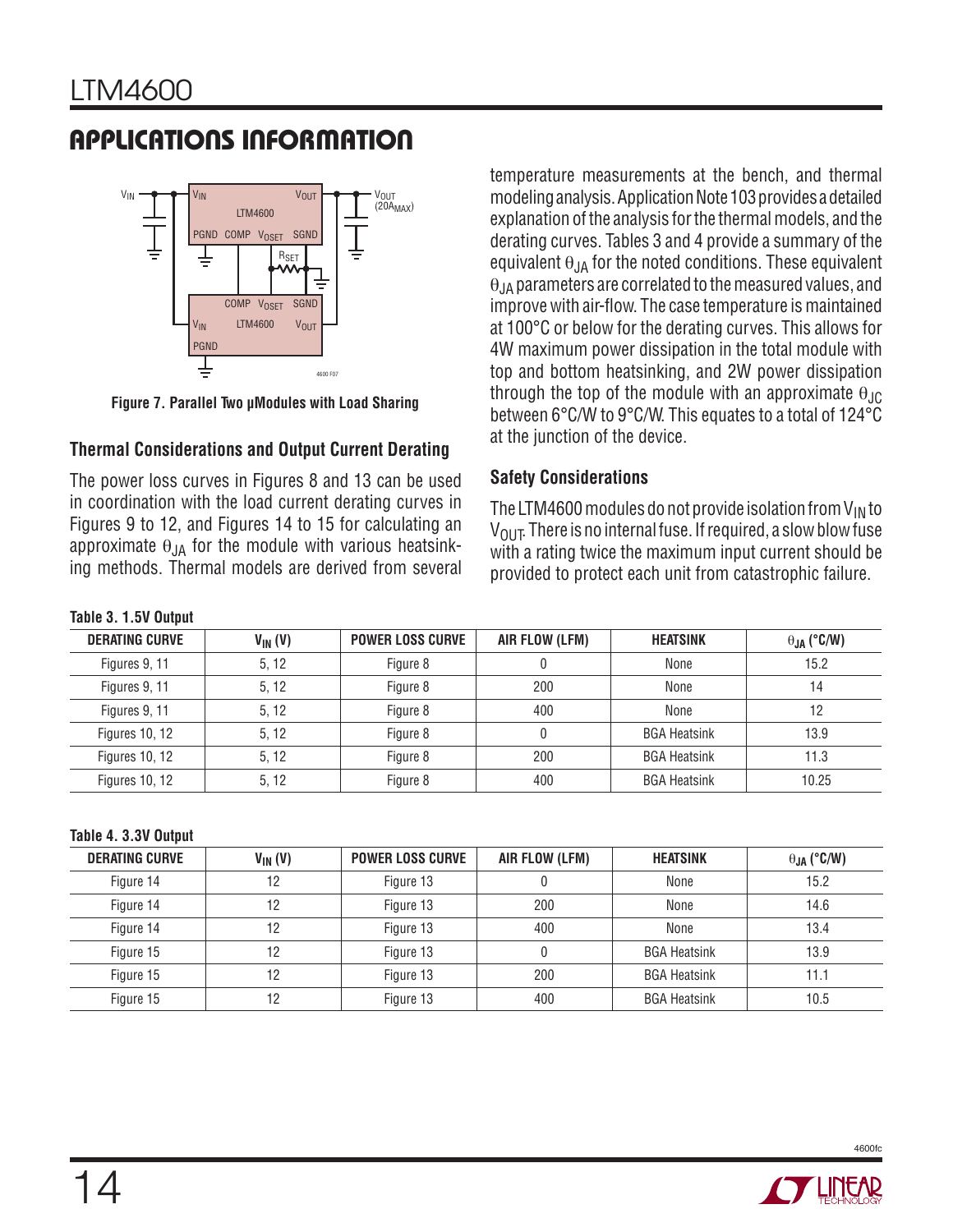## APPLICATIONS INFORMATION

Figure 7. Parallel Two μModules with Load Sharing

### Thermal Considerations and Output Current Derating

The power loss curves in Figures 8 and 13 can be used in coordination with the load current derating curves in Figures 9 to 12, and Figures 14 to 15 for calculating an approximate $\theta_{JA}$ for the module with various heatsinking methods. Thermal models are derived from several temperature measurements at the bench, and thermal modeling analysis. Application Note 103 provides a detailed explanation of the analysis for the thermal models, and the derating curves. Tables 3 and 4 provide a summary of the equivalent $\theta_{JA}$ for the noted conditions. These equivalent $\theta_{JA}$ parameters are correlated to the measured values, and improve with air-flow. The case temperature is maintained at 100°C or below for the derating curves. This allows for 4W maximum power dissipation in the total module with top and bottom heatsinking, and 2W power dissipation through the top of the module with an approximate $\theta_{JC}$ between 6°C/W to 9°C/W. This equates to a total of 124°C at the junction of the device.

### Safety Considerations

The LTM4600 modules do not provide isolation from $V_{IN}$ to $V_{OUT}$. There is no internal fuse. If required, a slow blow fuse with a rating twice the maximum input current should be provided to protect each unit from catastrophic failure.

**Table 3. 1.5V Output**

| DERATING CURVE | $V_{IN}$ (V) | POWER LOSS CURVE | AIR FLOW (LFM) | HEATSINK | $\theta_{JA}$ (°C/W) |
|---|---|---|---|---|---|
| Figures 9, 11 | 5, 12 | Figure 8 | 0 | None | 15.2 |
| Figures 9, 11 | 5, 12 | Figure 8 | 200 | None | 14 |
| Figures 9, 11 | 5, 12 | Figure 8 | 400 | None | 12 |
| Figures 10, 12 | 5, 12 | Figure 8 | 0 | BGA Heatsink | 13.9 |
| Figures 10, 12 | 5, 12 | Figure 8 | 200 | BGA Heatsink | 11.3 |
| Figures 10, 12 | 5, 12 | Figure 8 | 400 | BGA Heatsink | 10.25 |

**Table 4. 3.3V Output**

| DERATING CURVE | $V_{IN}$ (V) | POWER LOSS CURVE | AIR FLOW (LFM) | HEATSINK | $\theta_{JA}$ (°C/W) |
|---|---|---|---|---|---|
| Figure 14 | 12 | Figure 13 | 0 | None | 15.2 |
| Figure 14 | 12 | Figure 13 | 200 | None | 14.6 |
| Figure 14 | 12 | Figure 13 | 400 | None | 13.4 |
| Figure 15 | 12 | Figure 13 | 0 | BGA Heatsink | 13.9 |
| Figure 15 | 12 | Figure 13 | 200 | BGA Heatsink | 11.1 |
| Figure 15 | 12 | Figure 13 | 400 | BGA Heatsink | 10.5 |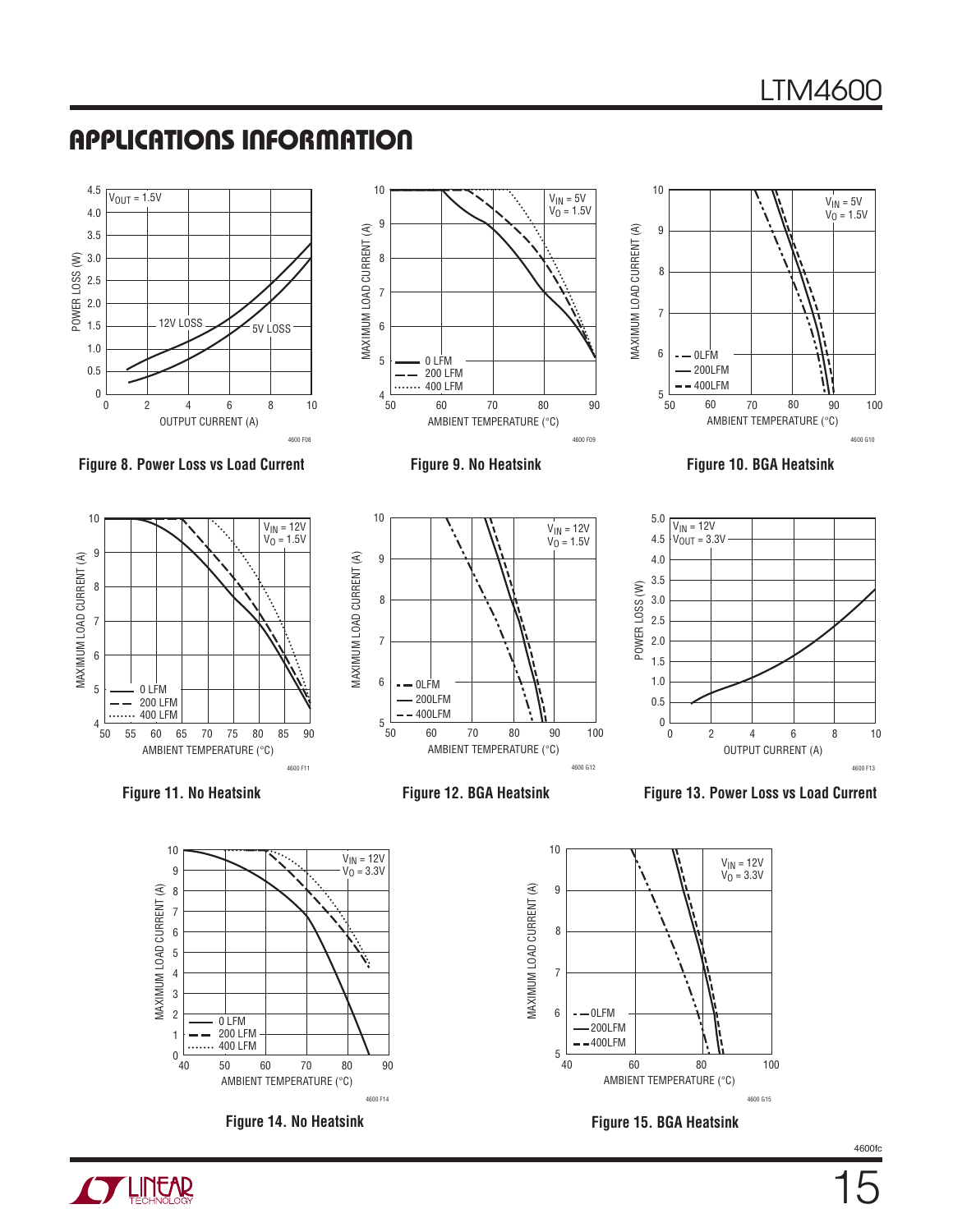## APPLICATIONS INFORMATION

Figure 8. Power Loss vs Load Current

Figure 9. No Heatsink

Figure 10. BGA Heatsink

Figure 11. No Heatsink

Figure 12. BGA Heatsink

Figure 13. Power Loss vs Load Current

Figure 14. No Heatsink

Figure 15. BGA Heatsink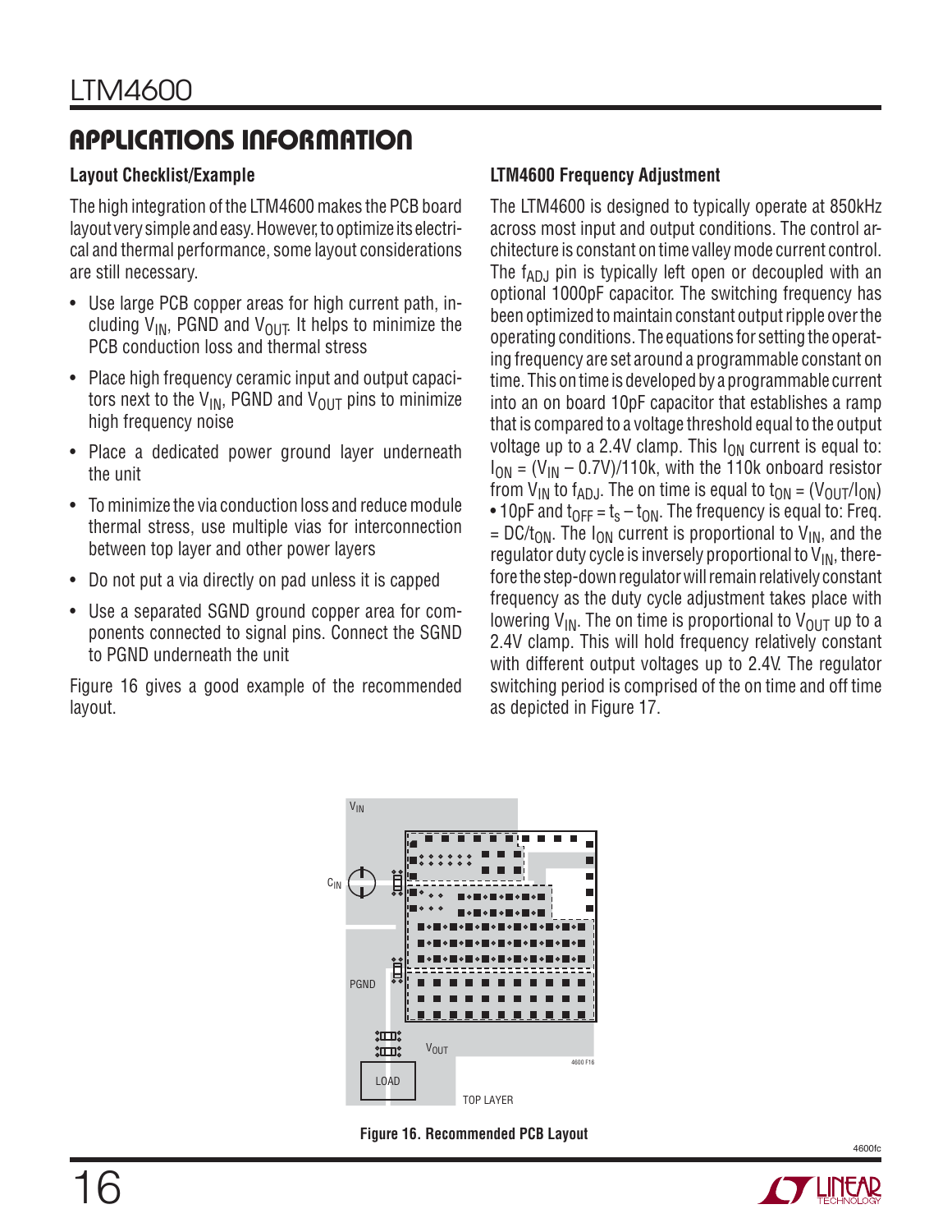## APPLICATIONS INFORMATION

### Layout Checklist/Example

The high integration of the LTM4600 makes the PCB board layout very simple and easy. However, to optimize its electrical and thermal performance, some layout considerations are still necessary.

- Use large PCB copper areas for high current path, including $V_{IN}$, PGND and $V_{OUT}$. It helps to minimize the PCB conduction loss and thermal stress
- Place high frequency ceramic input and output capacitors next to the $V_{IN}$, PGND and $V_{OUT}$ pins to minimize high frequency noise
- Place a dedicated power ground layer underneath the unit
- To minimize the via conduction loss and reduce module thermal stress, use multiple vias for interconnection between top layer and other power layers
- Do not put a via directly on pad unless it is capped
- Use a separated SGND ground copper area for components connected to signal pins. Connect the SGND to PGND underneath the unit

Figure 16 gives a good example of the recommended layout.

### LTM4600 Frequency Adjustment

The LTM4600 is designed to typically operate at 850kHz across most input and output conditions. The control architecture is constant on time valley mode current control. The $f_{ADJ}$ pin is typically left open or decoupled with an optional 1000pF capacitor. The switching frequency has been optimized to maintain constant output ripple over the operating conditions. The equations for setting the operating frequency are set around a programmable constant on time. This on time is developed by a programmable current into an on board 10pF capacitor that establishes a ramp that is compared to a voltage threshold equal to the output voltage up to a 2.4V clamp. This $I_{ON}$ current is equal to: $I_{ON} = (V_{IN} – 0.7V)/110k$, with the 110k onboard resistor from $V_{IN}$ to $f_{ADJ}$. The on time is equal to $t_{ON} = (V_{OUT}/I_{ON}) \bullet 10pF$ and $t_{OFF} = t_s – t_{ON}$. The frequency is equal to: Freq. $= DC/t_{ON}$. The $I_{ON}$ current is proportional to $V_{IN}$, and the regulator duty cycle is inversely proportional to $V_{IN}$, therefore the step-down regulator will remain relatively constant frequency as the duty cycle adjustment takes place with lowering $V_{IN}$. The on time is proportional to $V_{OUT}$ up to a 2.4V clamp. This will hold frequency relatively constant with different output voltages up to 2.4V. The regulator switching period is comprised of the on time and off time as depicted in Figure 17.

Figure 16. Recommended PCB Layout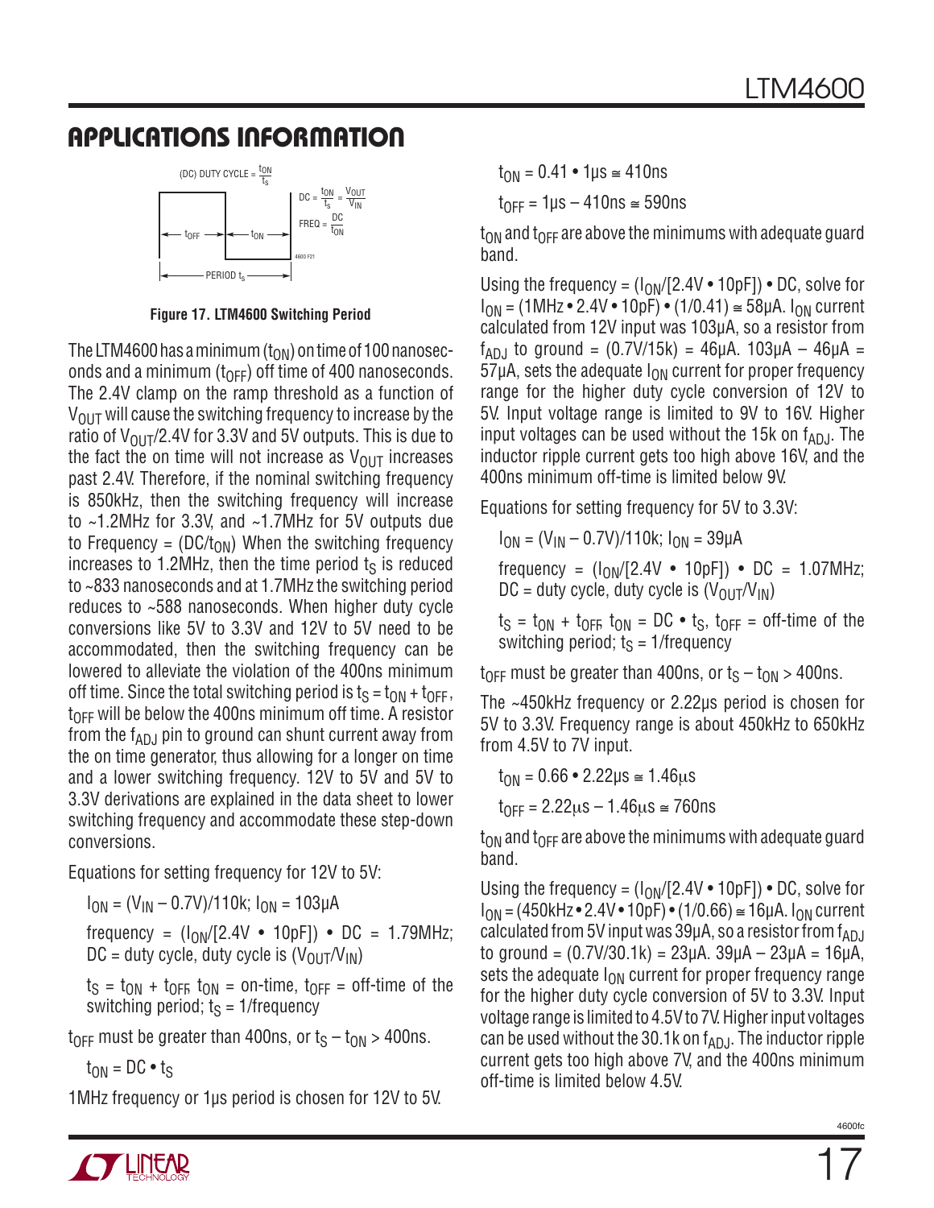## APPLICATIONS INFORMATION

Figure 17. LTM4600 Switching Period

The LTM4600 has a minimum ($t_{ON}$) on time of 100 nanoseconds and a minimum ($t_{OFF}$) off time of 400 nanoseconds. The 2.4V clamp on the ramp threshold as a function of $V_{OUT}$ will cause the switching frequency to increase by the ratio of $V_{OUT}$/2.4V for 3.3V and 5V outputs. This is due to the fact the on time will not increase as $V_{OUT}$ increases past 2.4V. Therefore, if the nominal switching frequency is 850kHz, then the switching frequency will increase to ~1.2MHz for 3.3V, and ~1.7MHz for 5V outputs due to Frequency = ($DC/t_{ON}$) When the switching frequency increases to 1.2MHz, then the time period $t_S$ is reduced to ~833 nanoseconds and at 1.7MHz the switching period reduces to ~588 nanoseconds. When higher duty cycle conversions like 5V to 3.3V and 12V to 5V need to be accommodated, then the switching frequency can be lowered to alleviate the violation of the 400ns minimum off time. Since the total switching period is $t_S = t_{ON} + t_{OFF}$, $t_{OFF}$ will be below the 400ns minimum off time. A resistor from the $f_{ADJ}$ pin to ground can shunt current away from the on time generator, thus allowing for a longer on time and a lower switching frequency. 12V to 5V and 5V to 3.3V derivations are explained in the data sheet to lower switching frequency and accommodate these step-down conversions.

Equations for setting frequency for 12V to 5V:

$I_{ON} = (V_{IN} – 0.7V)/110k$; $I_{ON} = 103µA$

frequency = ($I_{ON}$/[2.4V • 10pF]) • DC = 1.79MHz; DC = duty cycle, duty cycle is ($V_{OUT}/V_{IN}$)

$t_S = t_{ON} + t_{OFF}$, $t_{ON}$ = on-time, $t_{OFF}$ = off-time of the switching period; $t_S$ = 1/frequency

$t_{OFF}$ must be greater than 400ns, or $t_S – t_{ON}$ > 400ns.

$t_{ON} = DC • t_S$

1MHz frequency or 1µs period is chosen for 12V to 5V.

$t_{ON}$ = 0.41 • 1µs ≅ 410ns

$t_{OFF}$ = 1µs – 410ns ≅ 590ns

$t_{ON}$ and $t_{OFF}$ are above the minimums with adequate guard band.

Using the frequency = ($I_{ON}$/[2.4V • 10pF]) • DC, solve for $I_{ON}$ = (1MHz • 2.4V • 10pF) • (1/0.41) ≅ 58µA. $I_{ON}$ current calculated from 12V input was 103µA, so a resistor from $f_{ADJ}$ to ground = (0.7V/15k) = 46µA. 103µA – 46µA = 57µA, sets the adequate $I_{ON}$ current for proper frequency range for the higher duty cycle conversion of 12V to 5V. Input voltage range is limited to 9V to 16V. Higher input voltages can be used without the 15k on $f_{ADJ}$. The inductor ripple current gets too high above 16V, and the 400ns minimum off-time is limited below 9V.

Equations for setting frequency for 5V to 3.3V:

$I_{ON} = (V_{IN} – 0.7V)/110k$; $I_{ON} = 39µA$

frequency = ($I_{ON}$/[2.4V • 10pF]) • DC = 1.07MHz; DC = duty cycle, duty cycle is ($V_{OUT}/V_{IN}$)

$t_S = t_{ON} + t_{OFF}$, $t_{ON} = DC • t_S$, $t_{OFF}$ = off-time of the switching period; $t_S$ = 1/frequency

$t_{OFF}$ must be greater than 400ns, or $t_S – t_{ON}$ > 400ns.

The ~450kHz frequency or 2.22µs period is chosen for 5V to 3.3V. Frequency range is about 450kHz to 650kHz from 4.5V to 7V input.

$t_{ON}$ = 0.66 • 2.22µs ≅ 1.46µs

$t_{OFF}$ = 2.22µs – 1.46µs ≅ 760ns

$t_{ON}$ and $t_{OFF}$ are above the minimums with adequate guard band.

Using the frequency = ($I_{ON}$/[2.4V • 10pF]) • DC, solve for $I_{ON}$ = (450kHz • 2.4V • 10pF) • (1/0.66) ≅ 16µA. $I_{ON}$ current calculated from 5V input was 39µA, so a resistor from $f_{ADJ}$ to ground = (0.7V/30.1k) = 23µA. 39µA – 23µA = 16µA, sets the adequate $I_{ON}$ current for proper frequency range for the higher duty cycle conversion of 5V to 3.3V. Input voltage range is limited to 4.5V to 7V. Higher input voltages can be used without the 30.1k on $f_{ADJ}$. The inductor ripple current gets too high above 7V, and the 400ns minimum off-time is limited below 4.5V.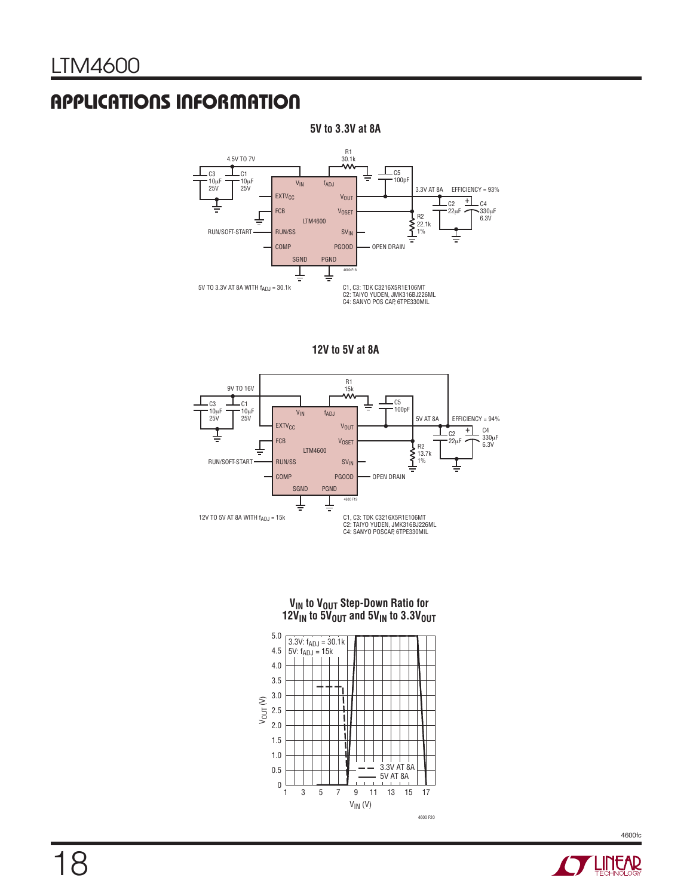## APPLICATIONS INFORMATION

**5V to 3.3V at 8A**

4.5V TO 7V

C3 10μF 25V

C1 10μF 25V

R1 30.1k

C5 100pF

$V_{IN}$ $f_{ADJ}$

$EXTV_{CC}$ $V_{OUT}$

FCB $V_{OSET}$

LTM4600

RUN/SOFT-START RUN/SS $SV_{IN}$

COMP PGOOD OPEN DRAIN

SGND PGND

3.3V AT 8A EFFICIENCY = 93%

C2 22μF

C4 330μF 6.3V

R2 22.1k 1%

4600 F18

5V TO 3.3V AT 8A WITH $f_{ADJ}$ = 30.1k

C1, C3: TDK C3216X5R1E106MT
C2: TAIYO YUDEN, JMK316BJ226ML
C4: SANYO POS CAP, 6TPE330MIL

**12V to 5V at 8A**

9V TO 16V

C3 10μF 25V

C1 10μF 25V

R1 15k

C5 100pF

$V_{IN}$ $f_{ADJ}$

$EXTV_{CC}$ $V_{OUT}$

FCB $V_{OSET}$

LTM4600

RUN/SOFT-START RUN/SS $SV_{IN}$

COMP PGOOD OPEN DRAIN

SGND PGND

5V AT 8A EFFICIENCY = 94%

C2 22μF

C4 330μF 6.3V

R2 13.7k 1%

4600 F19

12V TO 5V AT 8A WITH $f_{ADJ}$ = 15k

C1, C3: TDK C3216X5R1E106MT
C2: TAIYO YUDEN, JMK316BJ226ML
C4: SANYO POSCAP, 6TPE330MIL

**$V_{IN}$ to $V_{OUT}$ Step-Down Ratio for $12V_{IN}$ to $5V_{OUT}$ and $5V_{IN}$ to $3.3V_{OUT}$**

3.3V: $f_{ADJ}$ = 30.1k
5V: $f_{ADJ}$ = 15k

3.3V AT 8A
5V AT 8A

$V_{OUT}$ (V): 0, 0.5, 1.0, 1.5, 2.0, 2.5, 3.0, 3.5, 4.0, 4.5, 5.0

$V_{IN}$ (V): 1, 3, 5, 7, 9, 11, 13, 15, 17

4600 F20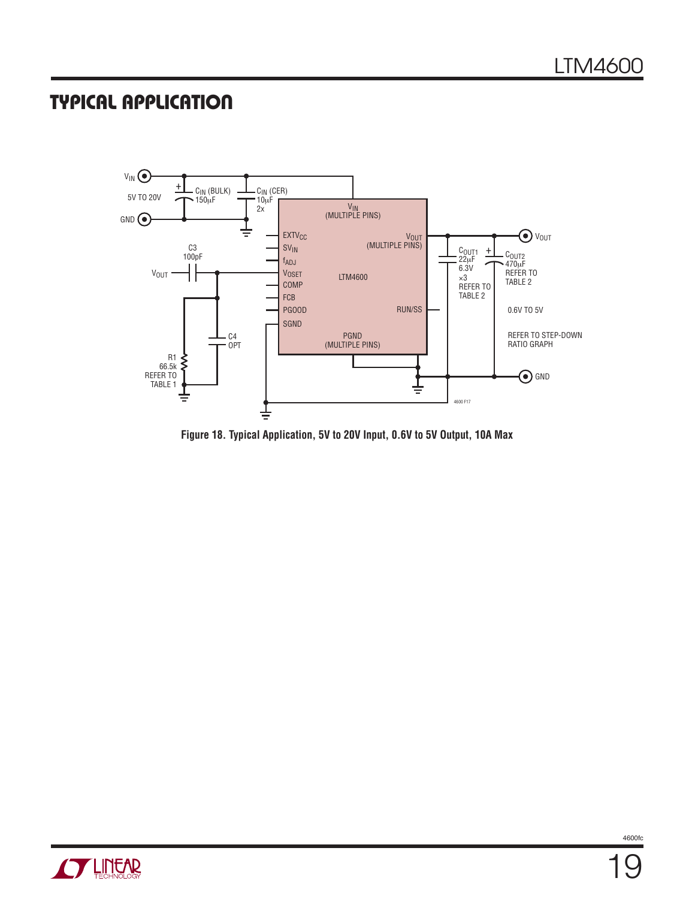## TYPICAL APPLICATION

Figure 18. Typical Application, 5V to 20V Input, 0.6V to 5V Output, 10A Max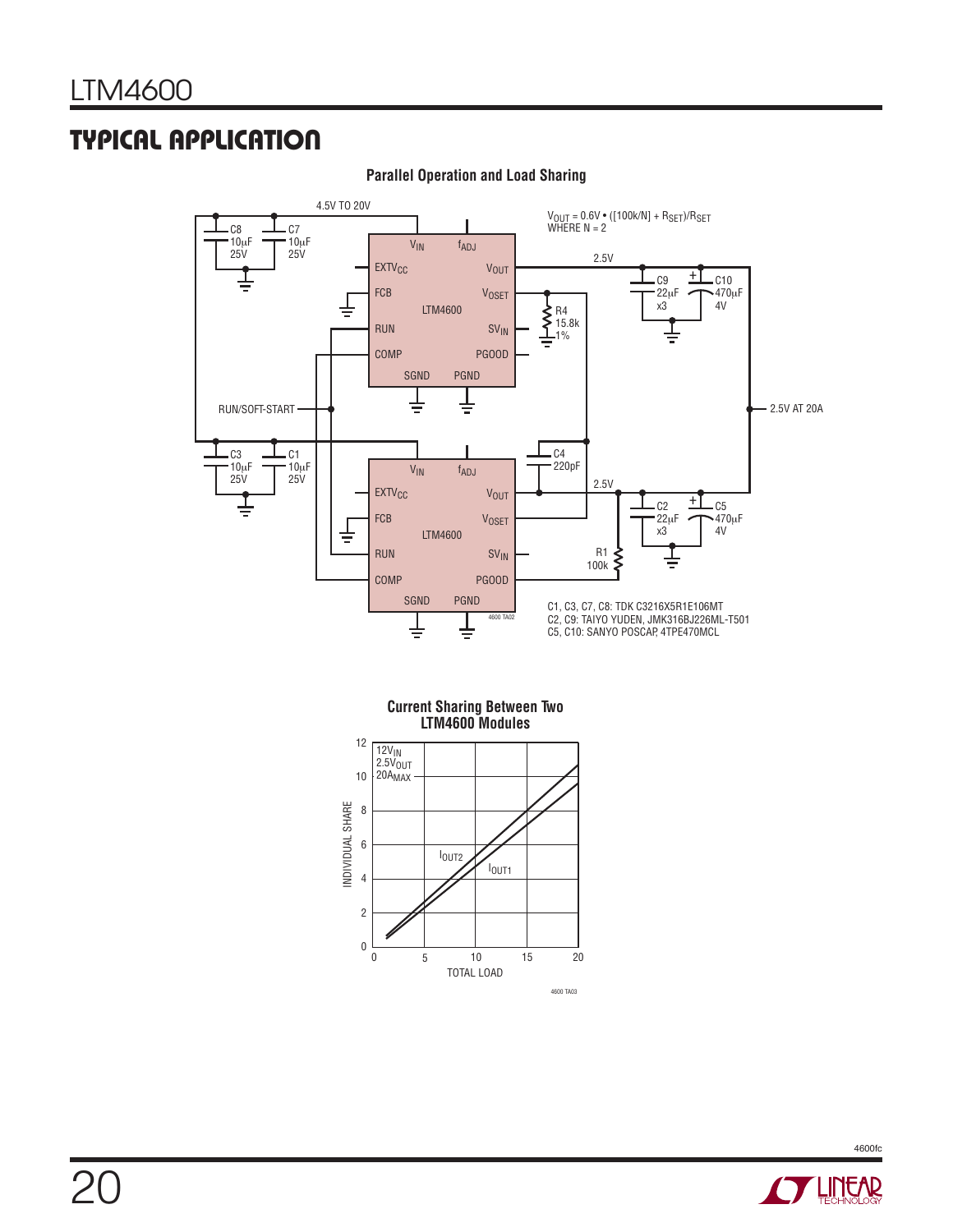## TYPICAL APPLICATION

**Parallel Operation and Load Sharing**

4.5V TO 20V

$V_{OUT} = 0.6V \bullet ([100k/N] + R_{SET})/R_{SET}$
WHERE N = 2

C8 10µF 25V, C7 10µF 25V

LTM4600: $V_{IN}$, $f_{ADJ}$, $EXTV_{CC}$, $V_{OUT}$, FCB, $V_{OSET}$, RUN, $SV_{IN}$, COMP, PGOOD, SGND, PGND

2.5V

C9 22µF x3, C10 470µF 4V

R4 15.8k 1%

RUN/SOFT-START

2.5V AT 20A

C3 10µF 25V, C1 10µF 25V

C4 220pF

2.5V

C2 22µF x3, C5 470µF 4V

R1 100k

C1, C3, C7, C8: TDK C3216X5R1E106MT
C2, C9: TAIYO YUDEN, JMK316BJ226ML-T501
C5, C10: SANYO POSCAP, 4TPE470MCL

**Current Sharing Between Two LTM4600 Modules**

$12V_{IN}$
$2.5V_{OUT}$
$20A_{MAX}$

$I_{OUT2}$, $I_{OUT1}$

INDIVIDUAL SHARE (0 to 12)

TOTAL LOAD (0 to 20)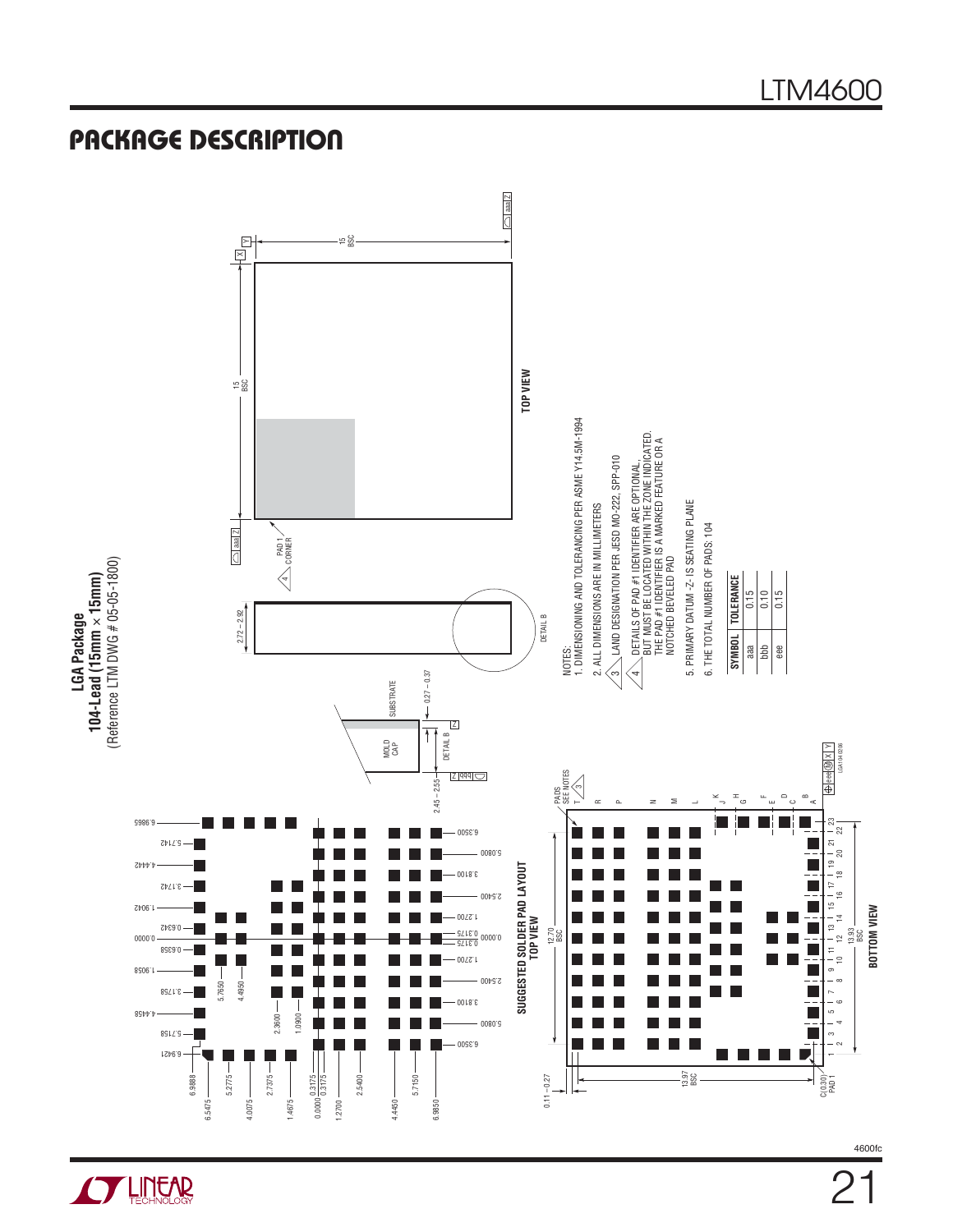## PACKAGE DESCRIPTION

**LGA Package**
**104-Lead (15mm × 15mm)**
(Reference LTM DWG # 05-05-1800)

TOP VIEW

SUGGESTED SOLDER PAD LAYOUT
TOP VIEW

BOTTOM VIEW

DETAIL B

NOTES:

1. DIMENSIONING AND TOLERANCING PER ASME Y14.5M-1994
2. ALL DIMENSIONS ARE IN MILLIMETERS
3. LAND DESIGNATION PER JESD MO-222, SPP-010
4. DETAILS OF PAD #1 IDENTIFIER ARE OPTIONAL, BUT MUST BE LOCATED WITHIN THE ZONE INDICATED. THE PAD #1 IDENTIFIER IS A MARKED FEATURE OR A NOTCHED BEVELED PAD
5. PRIMARY DATUM -Z- IS SEATING PLANE
6. THE TOTAL NUMBER OF PADS: 104

| SYMBOL | TOLERANCE |
|---|---|
| aaa | 0.15 |
| bbb | 0.10 |
| eee | 0.15 |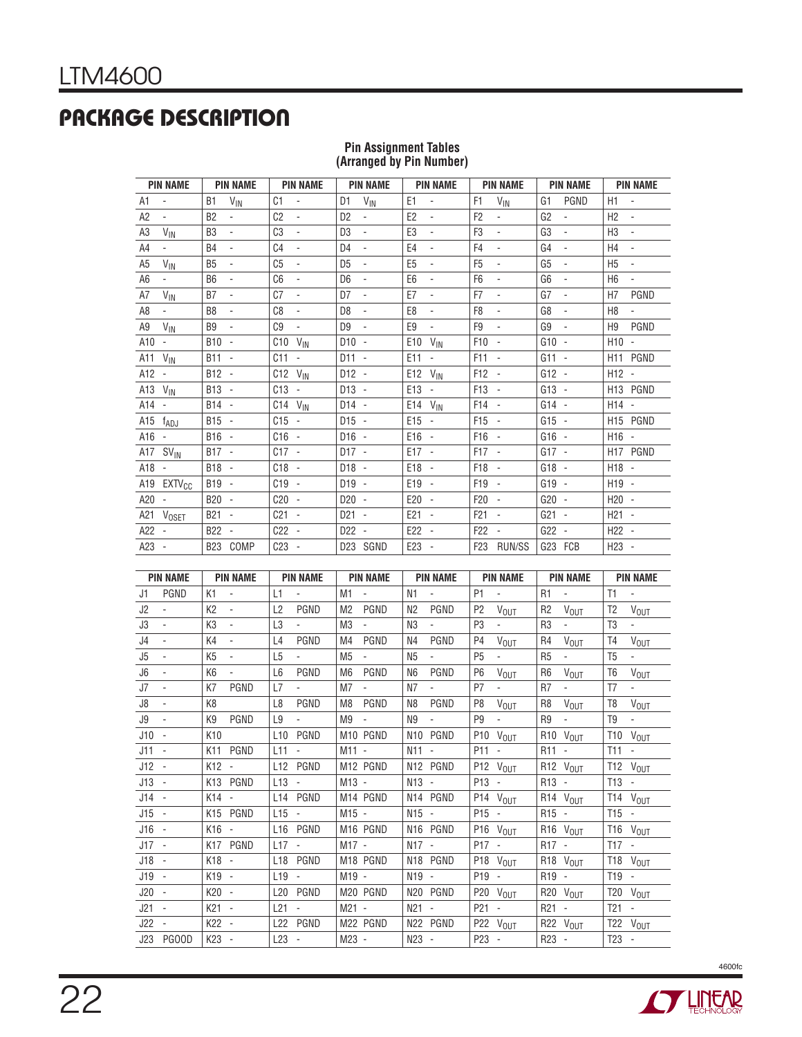# PACKAGE DESCRIPTION

**Pin Assignment Tables**
**(Arranged by Pin Number)**

| PIN NAME | PIN NAME | PIN NAME | PIN NAME | PIN NAME | PIN NAME | PIN NAME | PIN NAME |
|---|---|---|---|---|---|---|---|
| A1 - | B1 $V_{IN}$ | C1 - | D1 $V_{IN}$ | E1 - | F1 $V_{IN}$ | G1 PGND | H1 - |
| A2 - | B2 - | C2 - | D2 - | E2 - | F2 - | G2 - | H2 - |
| A3 $V_{IN}$ | B3 - | C3 - | D3 - | E3 - | F3 - | G3 - | H3 - |
| A4 - | B4 - | C4 - | D4 - | E4 - | F4 - | G4 - | H4 - |
| A5 $V_{IN}$ | B5 - | C5 - | D5 - | E5 - | F5 - | G5 - | H5 - |
| A6 - | B6 - | C6 - | D6 - | E6 - | F6 - | G6 - | H6 - |
| A7 $V_{IN}$ | B7 - | C7 - | D7 - | E7 - | F7 - | G7 - | H7 PGND |
| A8 - | B8 - | C8 - | D8 - | E8 - | F8 - | G8 - | H8 - |
| A9 $V_{IN}$ | B9 - | C9 - | D9 - | E9 - | F9 - | G9 - | H9 PGND |
| A10 - | B10 - | C10 $V_{IN}$ | D10 - | E10 $V_{IN}$ | F10 - | G10 - | H10 - |
| A11 $V_{IN}$ | B11 - | C11 - | D11 - | E11 - | F11 - | G11 - | H11 PGND |
| A12 - | B12 - | C12 $V_{IN}$ | D12 - | E12 $V_{IN}$ | F12 - | G12 - | H12 - |
| A13 $V_{IN}$ | B13 - | C13 - | D13 - | E13 - | F13 - | G13 - | H13 PGND |
| A14 - | B14 - | C14 $V_{IN}$ | D14 - | E14 $V_{IN}$ | F14 - | G14 - | H14 - |
| A15 $f_{ADJ}$ | B15 - | C15 - | D15 - | E15 - | F15 - | G15 - | H15 PGND |
| A16 - | B16 - | C16 - | D16 - | E16 - | F16 - | G16 - | H16 - |
| A17 $SV_{IN}$ | B17 - | C17 - | D17 - | E17 - | F17 - | G17 - | H17 PGND |
| A18 - | B18 - | C18 - | D18 - | E18 - | F18 - | G18 - | H18 - |
| A19 $EXTV_{CC}$ | B19 - | C19 - | D19 - | E19 - | F19 - | G19 - | H19 - |
| A20 - | B20 - | C20 - | D20 - | E20 - | F20 - | G20 - | H20 - |
| A21 $V_{OSET}$ | B21 - | C21 - | D21 - | E21 - | F21 - | G21 - | H21 - |
| A22 - | B22 - | C22 - | D22 - | E22 - | F22 - | G22 - | H22 - |
| A23 - | B23 COMP | C23 - | D23 SGND | E23 - | F23 RUN/SS | G23 FCB | H23 - |

| PIN NAME | PIN NAME | PIN NAME | PIN NAME | PIN NAME | PIN NAME | PIN NAME | PIN NAME |
|---|---|---|---|---|---|---|---|
| J1 PGND | K1 - | L1 - | M1 - | N1 - | P1 - | R1 - | T1 - |
| J2 - | K2 - | L2 PGND | M2 PGND | N2 PGND | P2 $V_{OUT}$ | R2 $V_{OUT}$ | T2 $V_{OUT}$ |
| J3 - | K3 - | L3 - | M3 - | N3 - | P3 - | R3 - | T3 - |
| J4 - | K4 - | L4 PGND | M4 PGND | N4 PGND | P4 $V_{OUT}$ | R4 $V_{OUT}$ | T4 $V_{OUT}$ |
| J5 - | K5 - | L5 - | M5 - | N5 - | P5 - | R5 - | T5 - |
| J6 - | K6 - | L6 PGND | M6 PGND | N6 PGND | P6 $V_{OUT}$ | R6 $V_{OUT}$ | T6 $V_{OUT}$ |
| J7 - | K7 PGND | L7 - | M7 - | N7 - | P7 - | R7 - | T7 - |
| J8 - | K8 | L8 PGND | M8 PGND | N8 PGND | P8 $V_{OUT}$ | R8 $V_{OUT}$ | T8 $V_{OUT}$ |
| J9 - | K9 PGND | L9 - | M9 - | N9 - | P9 - | R9 - | T9 - |
| J10 - | K10 | L10 PGND | M10 PGND | N10 PGND | P10 $V_{OUT}$ | R10 $V_{OUT}$ | T10 $V_{OUT}$ |
| J11 - | K11 PGND | L11 - | M11 - | N11 - | P11 - | R11 - | T11 - |
| J12 - | K12 - | L12 PGND | M12 PGND | N12 PGND | P12 $V_{OUT}$ | R12 $V_{OUT}$ | T12 $V_{OUT}$ |
| J13 - | K13 PGND | L13 - | M13 - | N13 - | P13 - | R13 - | T13 - |
| J14 - | K14 - | L14 PGND | M14 PGND | N14 PGND | P14 $V_{OUT}$ | R14 $V_{OUT}$ | T14 $V_{OUT}$ |
| J15 - | K15 PGND | L15 - | M15 - | N15 - | P15 - | R15 - | T15 - |
| J16 - | K16 - | L16 PGND | M16 PGND | N16 PGND | P16 $V_{OUT}$ | R16 $V_{OUT}$ | T16 $V_{OUT}$ |
| J17 - | K17 PGND | L17 - | M17 - | N17 - | P17 - | R17 - | T17 - |
| J18 - | K18 - | L18 PGND | M18 PGND | N18 PGND | P18 $V_{OUT}$ | R18 $V_{OUT}$ | T18 $V_{OUT}$ |
| J19 - | K19 - | L19 - | M19 - | N19 - | P19 - | R19 - | T19 - |
| J20 - | K20 - | L20 PGND | M20 PGND | N20 PGND | P20 $V_{OUT}$ | R20 $V_{OUT}$ | T20 $V_{OUT}$ |
| J21 - | K21 - | L21 - | M21 - | N21 - | P21 - | R21 - | T21 - |
| J22 - | K22 - | L22 PGND | M22 PGND | N22 PGND | P22 $V_{OUT}$ | R22 $V_{OUT}$ | T22 $V_{OUT}$ |
| J23 PGOOD | K23 - | L23 - | M23 - | N23 - | P23 - | R23 - | T23 - |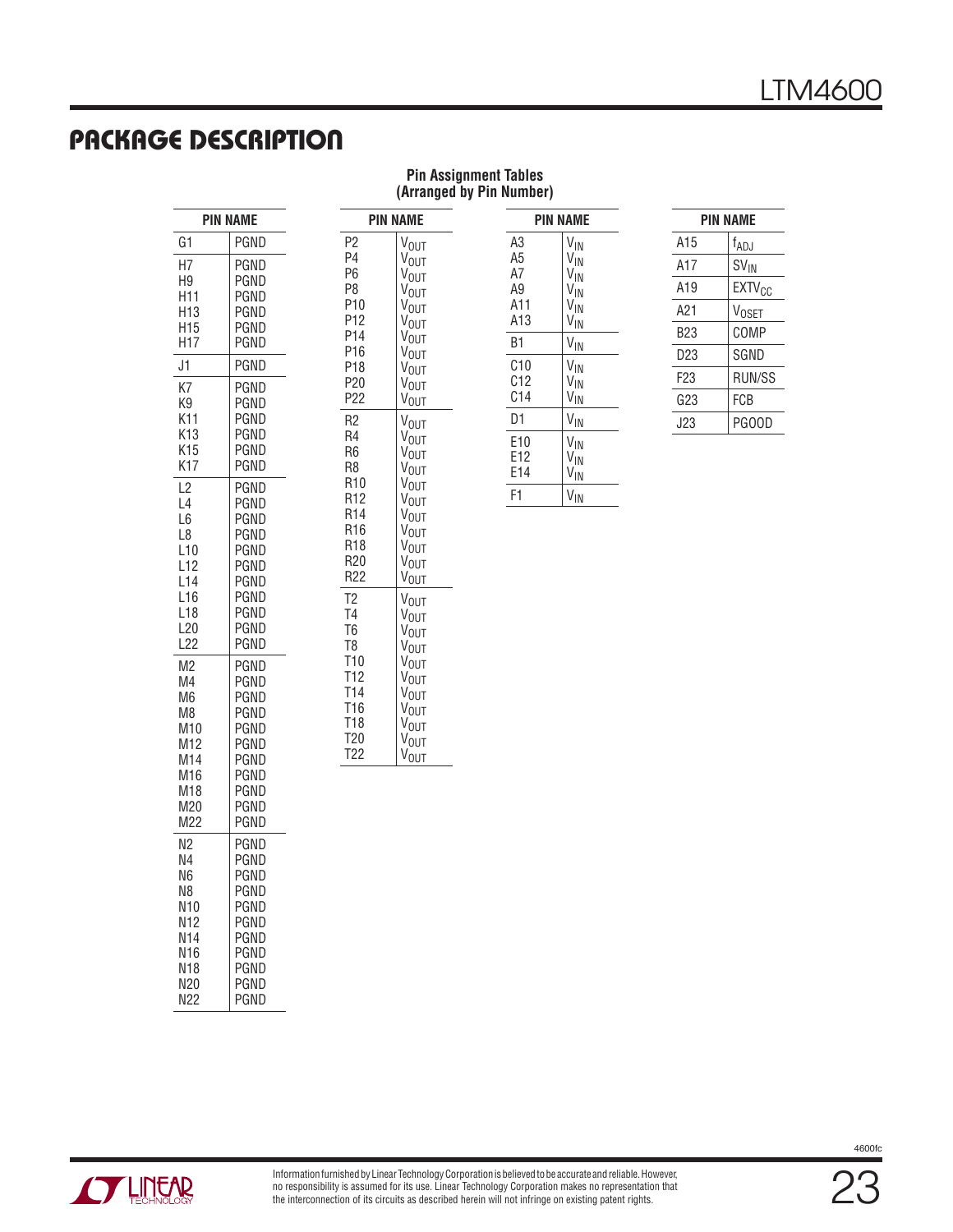## PACKAGE DESCRIPTION

**Pin Assignment Tables (Arranged by Pin Number)**

| PIN | NAME |
|---|---|
| G1 | PGND |
| H7 | PGND |
| H9 | PGND |
| H11 | PGND |
| H13 | PGND |
| H15 | PGND |
| H17 | PGND |
| J1 | PGND |
| K7 | PGND |
| K9 | PGND |
| K11 | PGND |
| K13 | PGND |
| K15 | PGND |
| K17 | PGND |
| L2 | PGND |
| L4 | PGND |
| L6 | PGND |
| L8 | PGND |
| L10 | PGND |
| L12 | PGND |
| L14 | PGND |
| L16 | PGND |
| L18 | PGND |
| L20 | PGND |
| L22 | PGND |
| M2 | PGND |
| M4 | PGND |
| M6 | PGND |
| M8 | PGND |
| M10 | PGND |
| M12 | PGND |
| M14 | PGND |
| M16 | PGND |
| M18 | PGND |
| M20 | PGND |
| M22 | PGND |
| N2 | PGND |
| N4 | PGND |
| N6 | PGND |
| N8 | PGND |
| N10 | PGND |
| N12 | PGND |
| N14 | PGND |
| N16 | PGND |
| N18 | PGND |
| N20 | PGND |
| N22 | PGND |

| PIN | NAME |
|---|---|
| P2 | $V_{OUT}$ |
| P4 | $V_{OUT}$ |
| P6 | $V_{OUT}$ |
| P8 | $V_{OUT}$ |
| P10 | $V_{OUT}$ |
| P12 | $V_{OUT}$ |
| P14 | $V_{OUT}$ |
| P16 | $V_{OUT}$ |
| P18 | $V_{OUT}$ |
| P20 | $V_{OUT}$ |
| P22 | $V_{OUT}$ |
| R2 | $V_{OUT}$ |
| R4 | $V_{OUT}$ |
| R6 | $V_{OUT}$ |
| R8 | $V_{OUT}$ |
| R10 | $V_{OUT}$ |
| R12 | $V_{OUT}$ |
| R14 | $V_{OUT}$ |
| R16 | $V_{OUT}$ |
| R18 | $V_{OUT}$ |
| R20 | $V_{OUT}$ |
| R22 | $V_{OUT}$ |
| T2 | $V_{OUT}$ |
| T4 | $V_{OUT}$ |
| T6 | $V_{OUT}$ |
| T8 | $V_{OUT}$ |
| T10 | $V_{OUT}$ |
| T12 | $V_{OUT}$ |
| T14 | $V_{OUT}$ |
| T16 | $V_{OUT}$ |
| T18 | $V_{OUT}$ |
| T20 | $V_{OUT}$ |
| T22 | $V_{OUT}$ |

| PIN | NAME |
|---|---|
| A3 | $V_{IN}$ |
| A5 | $V_{IN}$ |
| A7 | $V_{IN}$ |
| A9 | $V_{IN}$ |
| A11 | $V_{IN}$ |
| A13 | $V_{IN}$ |
| B1 | $V_{IN}$ |
| C10 | $V_{IN}$ |
| C12 | $V_{IN}$ |
| C14 | $V_{IN}$ |
| D1 | $V_{IN}$ |
| E10 | $V_{IN}$ |
| E12 | $V_{IN}$ |
| E14 | $V_{IN}$ |
| F1 | $V_{IN}$ |

| PIN | NAME |
|---|---|
| A15 | $f_{ADJ}$ |
| A17 | $SV_{IN}$ |
| A19 | $EXTV_{CC}$ |
| A21 | $V_{OSET}$ |
| B23 | COMP |
| D23 | SGND |
| F23 | RUN/SS |
| G23 | FCB |
| J23 | PGOOD |

Information furnished by Linear Technology Corporation is believed to be accurate and reliable. However, no responsibility is assumed for its use. Linear Technology Corporation makes no representation that the interconnection of its circuits as described herein will not infringe on existing patent rights.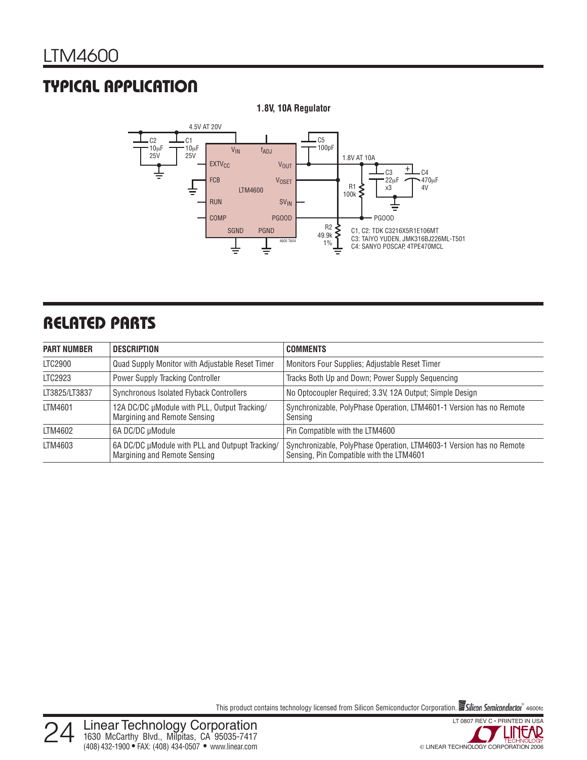## TYPICAL APPLICATION

**1.8V, 10A Regulator**

4.5V AT 20V

C2 10µF 25V

C1 10µF 25V

$V_{IN}$ $f_{ADJ}$

$EXTV_{CC}$ $V_{OUT}$

FCB $V_{OSET}$

LTM4600

RUN $SV_{IN}$

COMP PGOOD

SGND PGND

C5 100pF

1.8V AT 10A

R1 100k

C3 22µF x3

C4 470µF 4V

PGOOD

R2 49.9k 1%

C1, C2: TDK C3216X5R1E106MT
C3: TAIYO YUDEN, JMK316BJ226ML-T501
C4: SANYO POSCAP, 4TPE470MCL

4600 TA04

## RELATED PARTS

| PART NUMBER | DESCRIPTION | COMMENTS |
|---|---|---|
| LTC2900 | Quad Supply Monitor with Adjustable Reset Timer | Monitors Four Supplies; Adjustable Reset Timer |
| LTC2923 | Power Supply Tracking Controller | Tracks Both Up and Down; Power Supply Sequencing |
| LT3825/LT3837 | Synchronous Isolated Flyback Controllers | No Optocoupler Required; 3.3V, 12A Output; Simple Design |
| LTM4601 | 12A DC/DC µModule with PLL, Output Tracking/ Margining and Remote Sensing | Synchronizable, PolyPhase Operation, LTM4601-1 Version has no Remote Sensing |
| LTM4602 | 6A DC/DC µModule | Pin Compatible with the LTM4600 |
| LTM4603 | 6A DC/DC µModule with PLL and Outpput Tracking/ Margining and Remote Sensing | Synchronizable, PolyPhase Operation, LTM4603-1 Version has no Remote Sensing, Pin Compatible with the LTM4601 |

This product contains technology licensed from Silicon Semiconductor Corporation.

Linear Technology Corporation
1630 McCarthy Blvd., Milpitas, CA 95035-7417
(408) 432-1900 • FAX: (408) 434-0507 • www.linear.com

LT 0807 REV C • PRINTED IN USA
© LINEAR TECHNOLOGY CORPORATION 2006